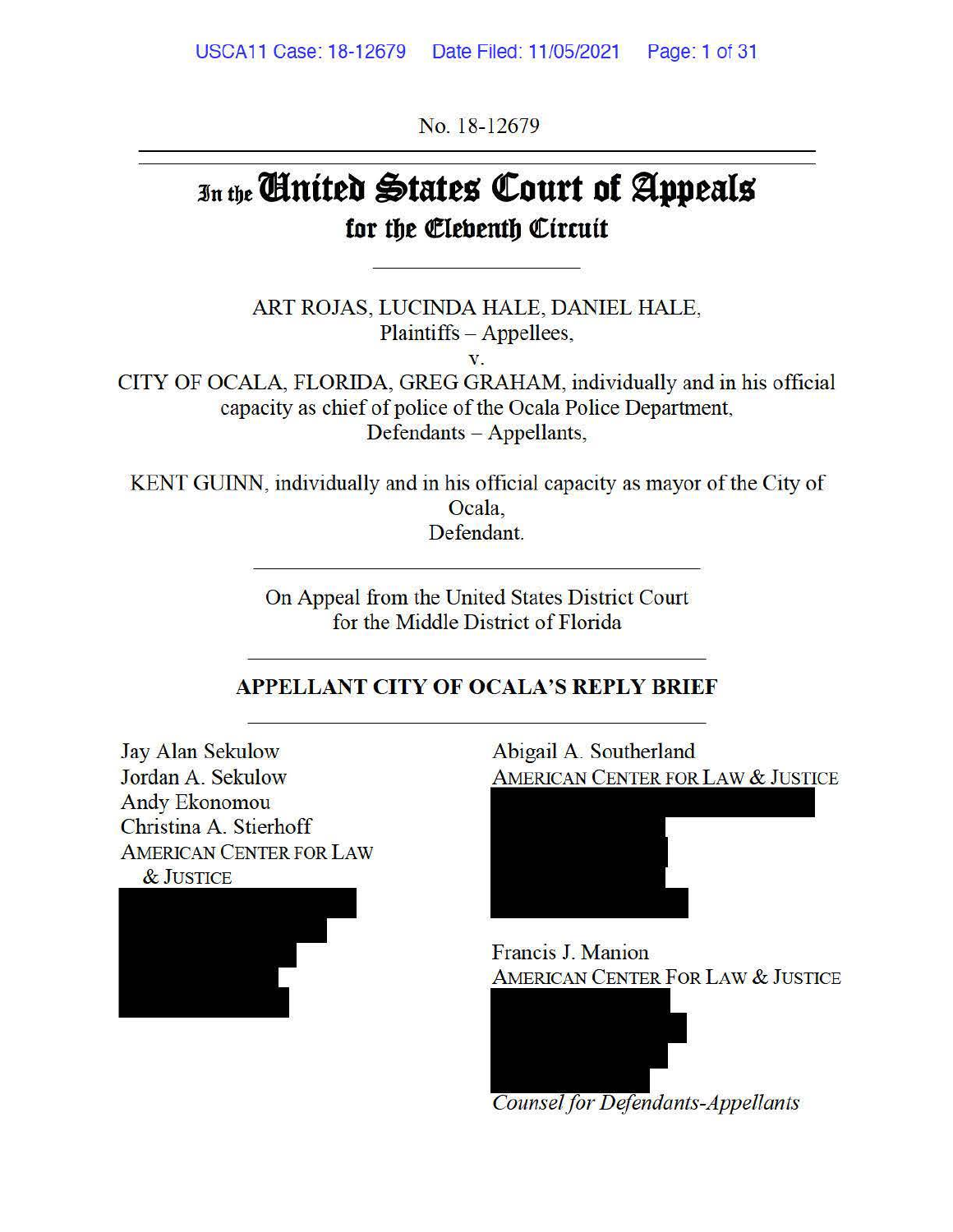No. 18-12679

# In the United States Court of Appeals for the Eleventh Circuit

ART ROJAS, LUCINDA HALE, DANIEL HALE,
Plaintiffs – Appellees,
v.
CITY OF OCALA, FLORIDA, GREG GRAHAM, individually and in his official capacity as chief of police of the Ocala Police Department,
Defendants – Appellants,

KENT GUINN, individually and in his official capacity as mayor of the City of Ocala,
Defendant.

On Appeal from the United States District Court
for the Middle District of Florida

## APPELLANT CITY OF OCALA'S REPLY BRIEF

Jay Alan Sekulow
Jordan A. Sekulow
Andy Ekonomou
Christina A. Stierhoff
AMERICAN CENTER FOR LAW & JUSTICE

Abigail A. Southerland
AMERICAN CENTER FOR LAW & JUSTICE

Francis J. Manion
AMERICAN CENTER FOR LAW & JUSTICE

*Counsel for Defendants-Appellants*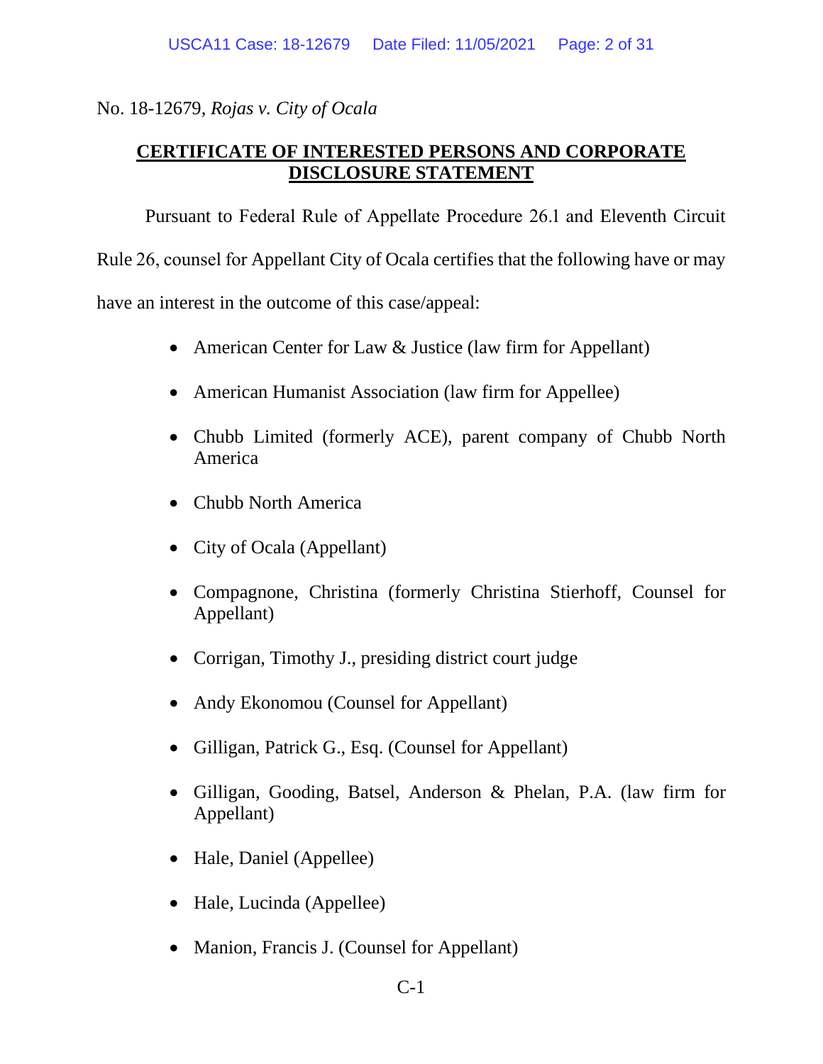No. 18-12679, *Rojas v. City of Ocala*

**CERTIFICATE OF INTERESTED PERSONS AND CORPORATE DISCLOSURE STATEMENT**

Pursuant to Federal Rule of Appellate Procedure 26.1 and Eleventh Circuit Rule 26, counsel for Appellant City of Ocala certifies that the following have or may have an interest in the outcome of this case/appeal:

- American Center for Law & Justice (law firm for Appellant)
- American Humanist Association (law firm for Appellee)
- Chubb Limited (formerly ACE), parent company of Chubb North America
- Chubb North America
- City of Ocala (Appellant)
- Compagnone, Christina (formerly Christina Stierhoff, Counsel for Appellant)
- Corrigan, Timothy J., presiding district court judge
- Andy Ekonomou (Counsel for Appellant)
- Gilligan, Patrick G., Esq. (Counsel for Appellant)
- Gilligan, Gooding, Batsel, Anderson & Phelan, P.A. (law firm for Appellant)
- Hale, Daniel (Appellee)
- Hale, Lucinda (Appellee)
- Manion, Francis J. (Counsel for Appellant)

C-1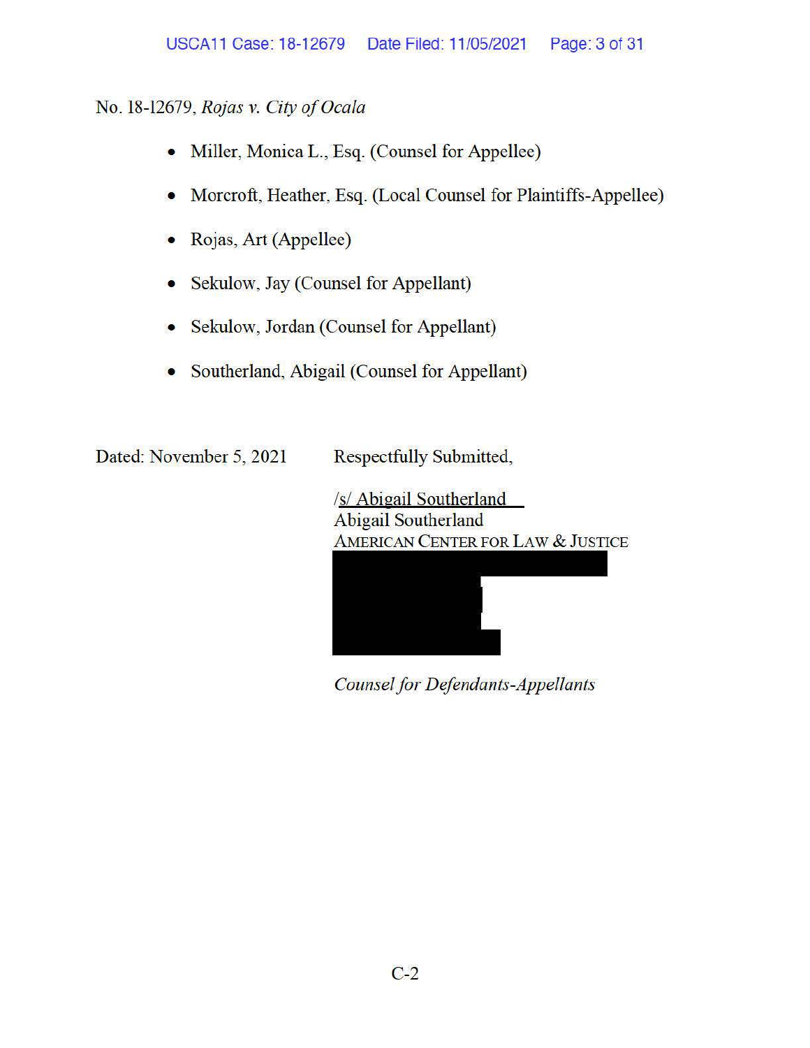No. 18-12679, *Rojas v. City of Ocala*

- Miller, Monica L., Esq. (Counsel for Appellee)
- Morcroft, Heather, Esq. (Local Counsel for Plaintiffs-Appellee)
- Rojas, Art (Appellee)
- Sekulow, Jay (Counsel for Appellant)
- Sekulow, Jordan (Counsel for Appellant)
- Southerland, Abigail (Counsel for Appellant)

Dated: November 5, 2021

Respectfully Submitted,

/s/ Abigail Southerland
Abigail Southerland
AMERICAN CENTER FOR LAW & JUSTICE

*Counsel for Defendants-Appellants*

C-2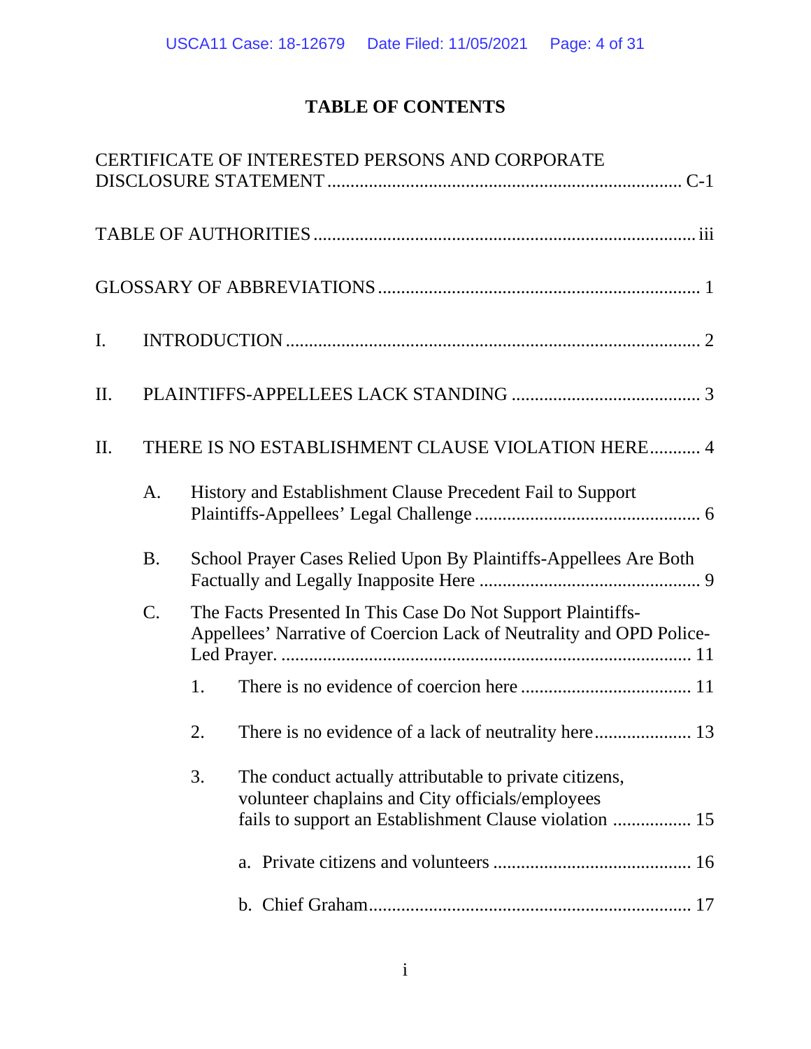# TABLE OF CONTENTS

CERTIFICATE OF INTERESTED PERSONS AND CORPORATE DISCLOSURE STATEMENT ............................................................................ C-1

TABLE OF AUTHORITIES ................................................................................. iii

GLOSSARY OF ABBREVIATIONS ..................................................................... 1

I. INTRODUCTION ......................................................................................... 2

II. PLAINTIFFS-APPELLEES LACK STANDING ......................................... 3

II. THERE IS NO ESTABLISHMENT CLAUSE VIOLATION HERE ........... 4

- A. History and Establishment Clause Precedent Fail to Support Plaintiffs-Appellees' Legal Challenge ................................................. 6
- B. School Prayer Cases Relied Upon By Plaintiffs-Appellees Are Both Factually and Legally Inapposite Here ................................................ 9
- C. The Facts Presented In This Case Do Not Support Plaintiffs-Appellees' Narrative of Coercion Lack of Neutrality and OPD Police-Led Prayer. ....................................................................................... 11
  1. There is no evidence of coercion here ..................................... 11
  2. There is no evidence of a lack of neutrality here ..................... 13
  3. The conduct actually attributable to private citizens, volunteer chaplains and City officials/employees fails to support an Establishment Clause violation ................. 15
     - a. Private citizens and volunteers ........................................... 16
     - b. Chief Graham ..................................................................... 17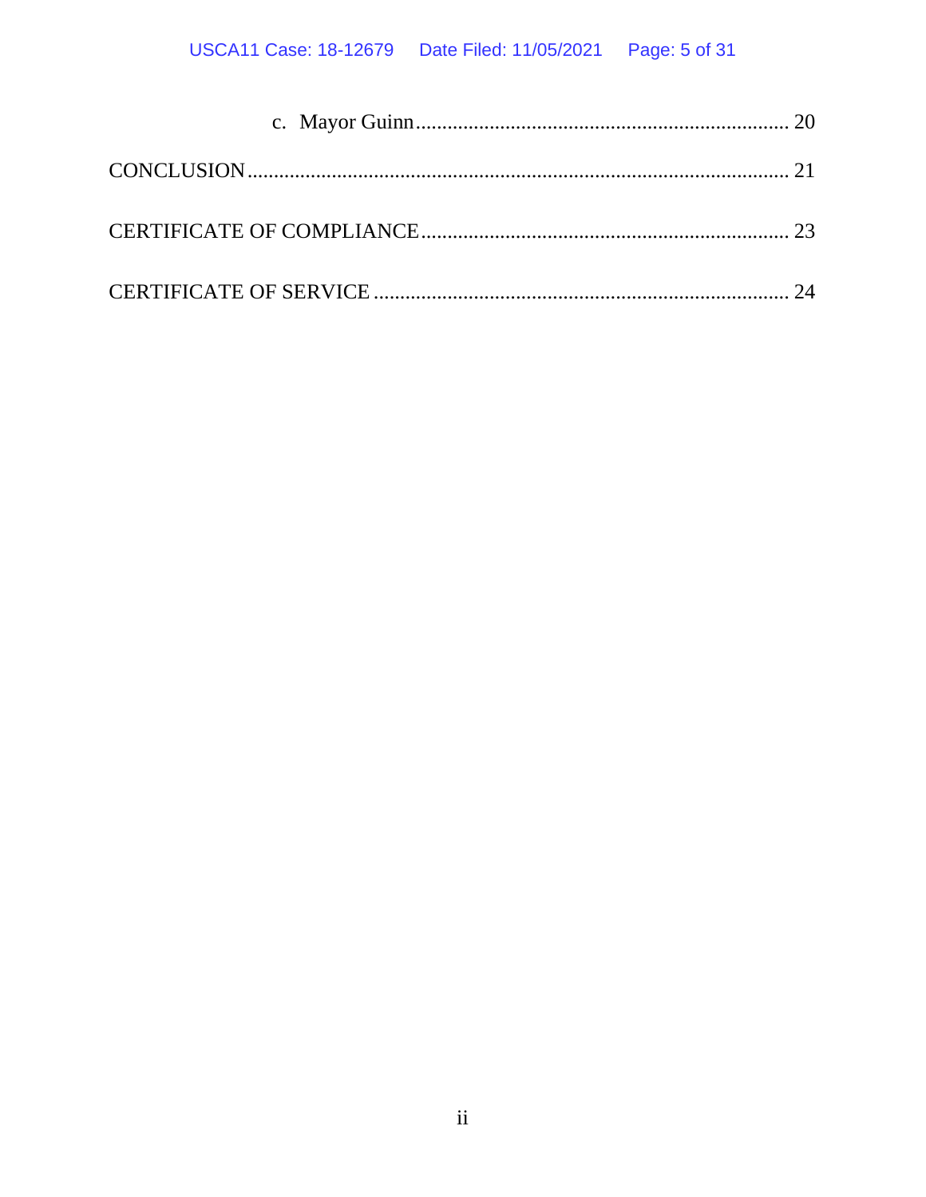c. Mayor Guinn ........................................................................ 20

CONCLUSION ........................................................................................ 21

CERTIFICATE OF COMPLIANCE ...................................................................... 23

CERTIFICATE OF SERVICE ............................................................................ 24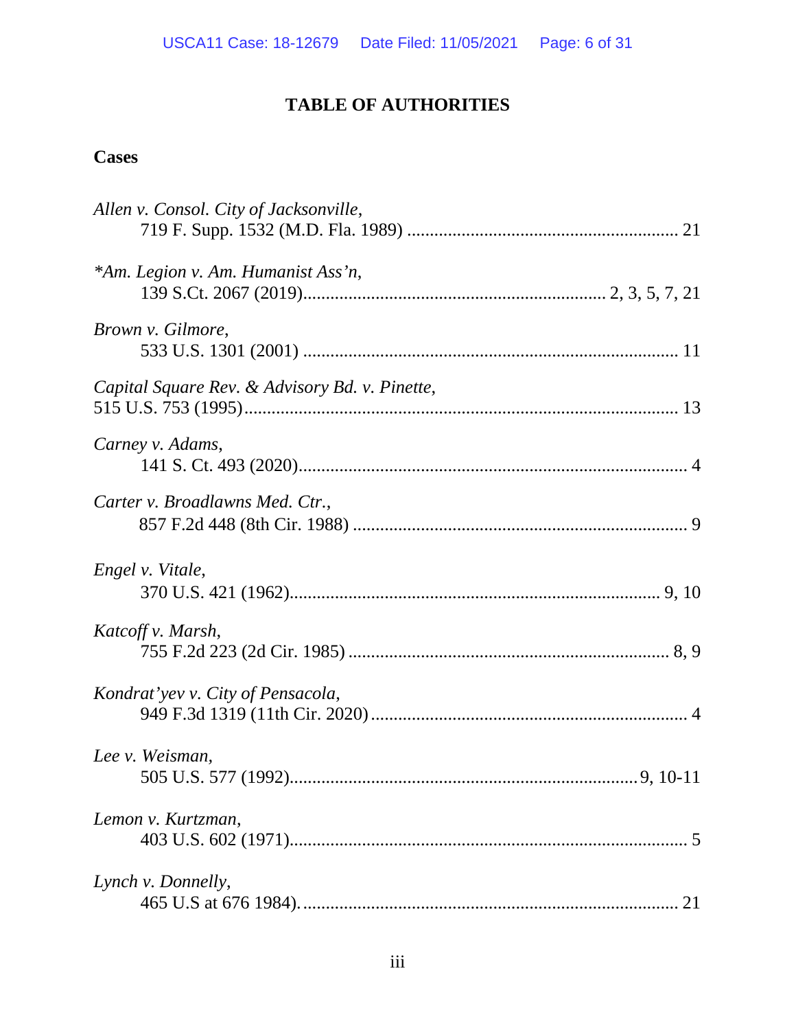# TABLE OF AUTHORITIES

## Cases

*Allen v. Consol. City of Jacksonville*,
719 F. Supp. 1532 (M.D. Fla. 1989) ............................................................ 21

**Am. Legion v. Am. Humanist Ass'n*,
139 S.Ct. 2067 (2019)................................................................... 2, 3, 5, 7, 21

*Brown v. Gilmore*,
533 U.S. 1301 (2001) .................................................................................. 11

*Capital Square Rev. & Advisory Bd. v. Pinette*,
515 U.S. 753 (1995)............................................................................................ 13

*Carney v. Adams*,
141 S. Ct. 493 (2020)..................................................................................... 4

*Carter v. Broadlawns Med. Ctr.*,
857 F.2d 448 (8th Cir. 1988) ......................................................................... 9

*Engel v. Vitale*,
370 U.S. 421 (1962)................................................................................. 9, 10

*Katcoff v. Marsh*,
755 F.2d 223 (2d Cir. 1985) ...................................................................... 8, 9

*Kondrat'yev v. City of Pensacola*,
949 F.3d 1319 (11th Cir. 2020) ..................................................................... 4

*Lee v. Weisman*,
505 U.S. 577 (1992)...........................................................................9, 10-11

*Lemon v. Kurtzman*,
403 U.S. 602 (1971)....................................................................................... 5

*Lynch v. Donnelly*,
465 U.S at 676 1984)..................................................................................... 21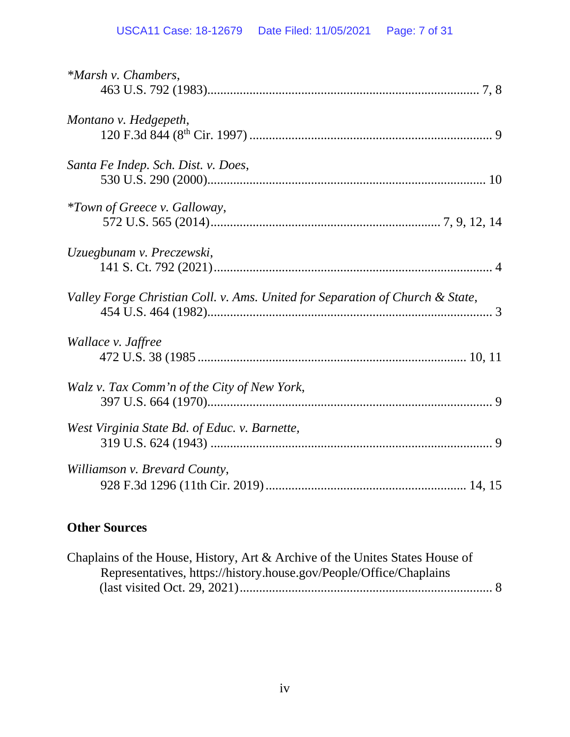*\*Marsh v. Chambers*,
463 U.S. 792 (1983)....................................................................................... 7, 8

*Montano v. Hedgepeth*,
120 F.3d 844 (8th Cir. 1997) .............................................................................. 9

*Santa Fe Indep. Sch. Dist. v. Does*,
530 U.S. 290 (2000)......................................................................................... 10

*\*Town of Greece v. Galloway*,
572 U.S. 565 (2014)........................................................................ 7, 9, 12, 14

*Uzuegbunam v. Preczewski*,
141 S. Ct. 792 (2021)......................................................................................... 4

*Valley Forge Christian Coll. v. Ams. United for Separation of Church & State*,
454 U.S. 464 (1982)........................................................................................... 3

*Wallace v. Jaffree*
472 U.S. 38 (1985 ..................................................................................... 10, 11

*Walz v. Tax Comm'n of the City of New York*,
397 U.S. 664 (1970)........................................................................................... 9

*West Virginia State Bd. of Educ. v. Barnette*,
319 U.S. 624 (1943) .......................................................................................... 9

*Williamson v. Brevard County*,
928 F.3d 1296 (11th Cir. 2019) ............................................................... 14, 15

**Other Sources**

Chaplains of the House, History, Art & Archive of the Unites States House of Representatives, https://history.house.gov/People/Office/Chaplains (last visited Oct. 29, 2021) ............................................................................... 8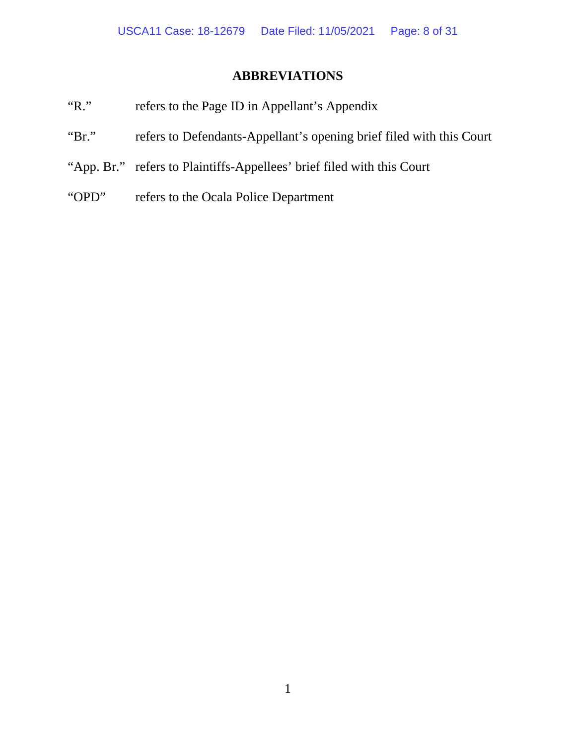# ABBREVIATIONS

| | |
|---|---|
| "R." | refers to the Page ID in Appellant's Appendix |
| "Br." | refers to Defendants-Appellant's opening brief filed with this Court |
| "App. Br." | refers to Plaintiffs-Appellees' brief filed with this Court |
| "OPD" | refers to the Ocala Police Department |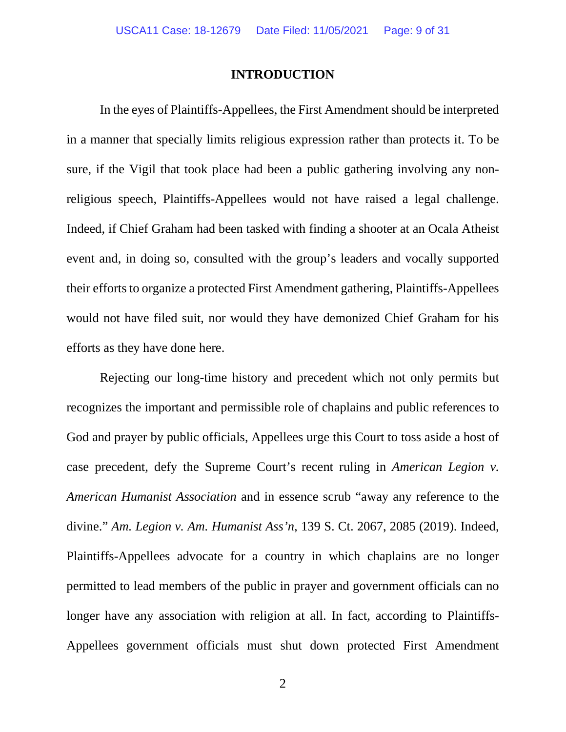## INTRODUCTION

In the eyes of Plaintiffs-Appellees, the First Amendment should be interpreted in a manner that specially limits religious expression rather than protects it. To be sure, if the Vigil that took place had been a public gathering involving any non-religious speech, Plaintiffs-Appellees would not have raised a legal challenge. Indeed, if Chief Graham had been tasked with finding a shooter at an Ocala Atheist event and, in doing so, consulted with the group's leaders and vocally supported their efforts to organize a protected First Amendment gathering, Plaintiffs-Appellees would not have filed suit, nor would they have demonized Chief Graham for his efforts as they have done here.

Rejecting our long-time history and precedent which not only permits but recognizes the important and permissible role of chaplains and public references to God and prayer by public officials, Appellees urge this Court to toss aside a host of case precedent, defy the Supreme Court's recent ruling in *American Legion v. American Humanist Association* and in essence scrub "away any reference to the divine." *Am. Legion v. Am. Humanist Ass'n*, 139 S. Ct. 2067, 2085 (2019). Indeed, Plaintiffs-Appellees advocate for a country in which chaplains are no longer permitted to lead members of the public in prayer and government officials can no longer have any association with religion at all. In fact, according to Plaintiffs-Appellees government officials must shut down protected First Amendment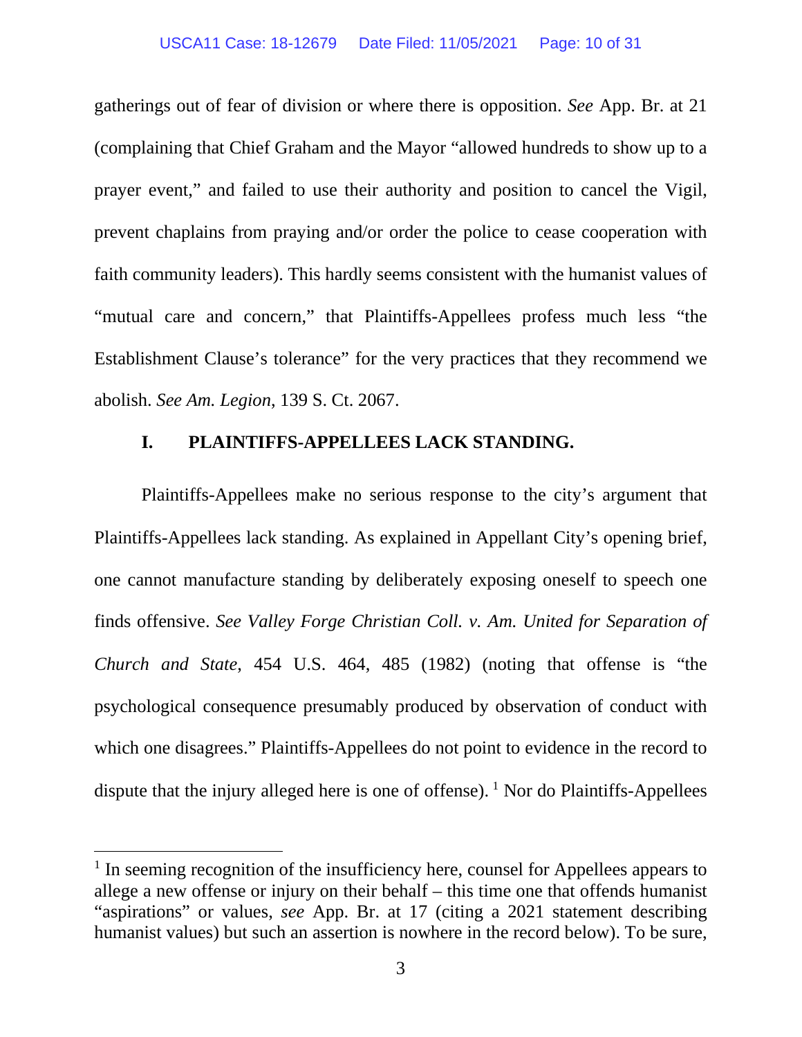gatherings out of fear of division or where there is opposition. *See* App. Br. at 21 (complaining that Chief Graham and the Mayor "allowed hundreds to show up to a prayer event," and failed to use their authority and position to cancel the Vigil, prevent chaplains from praying and/or order the police to cease cooperation with faith community leaders). This hardly seems consistent with the humanist values of "mutual care and concern," that Plaintiffs-Appellees profess much less "the Establishment Clause's tolerance" for the very practices that they recommend we abolish. *See Am. Legion*, 139 S. Ct. 2067.

## I. PLAINTIFFS-APPELLEES LACK STANDING.

Plaintiffs-Appellees make no serious response to the city's argument that Plaintiffs-Appellees lack standing. As explained in Appellant City's opening brief, one cannot manufacture standing by deliberately exposing oneself to speech one finds offensive. *See Valley Forge Christian Coll. v. Am. United for Separation of Church and State*, 454 U.S. 464, 485 (1982) (noting that offense is "the psychological consequence presumably produced by observation of conduct with which one disagrees." Plaintiffs-Appellees do not point to evidence in the record to dispute that the injury alleged here is one of offense). [1] Nor do Plaintiffs-Appellees

---

[1] In seeming recognition of the insufficiency here, counsel for Appellees appears to allege a new offense or injury on their behalf – this time one that offends humanist "aspirations" or values, *see* App. Br. at 17 (citing a 2021 statement describing humanist values) but such an assertion is nowhere in the record below). To be sure,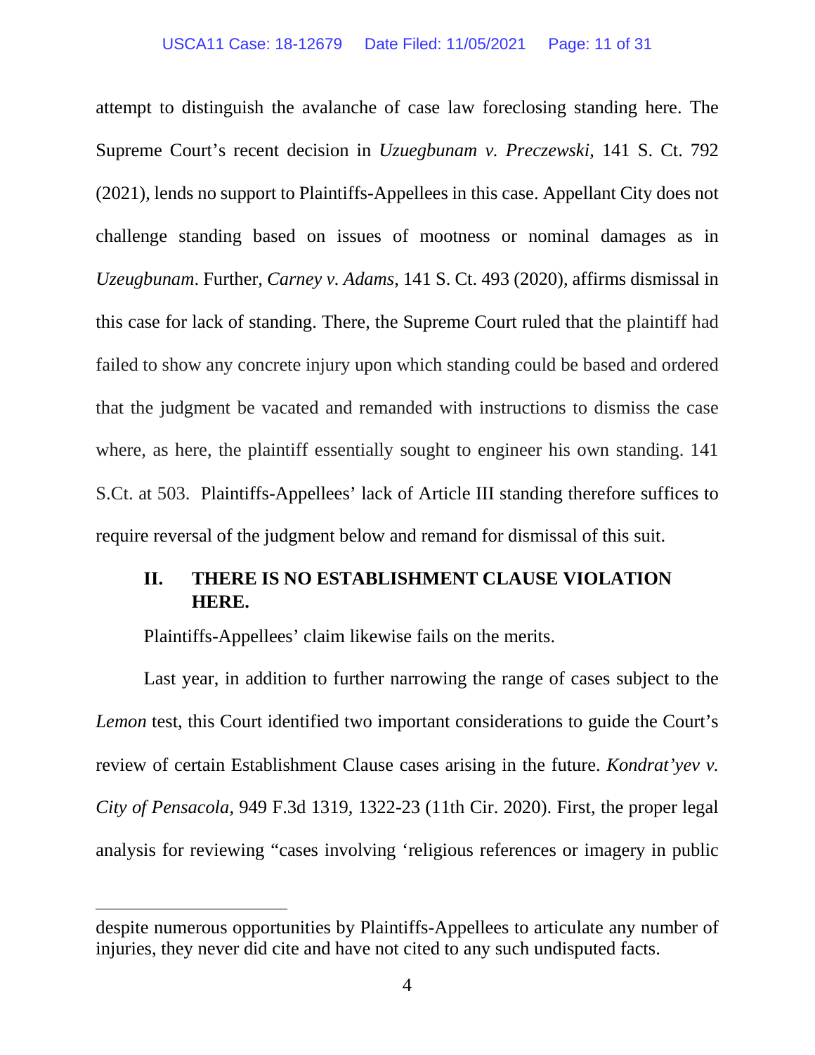attempt to distinguish the avalanche of case law foreclosing standing here. The Supreme Court's recent decision in *Uzuegbunam v. Preczewski*, 141 S. Ct. 792 (2021), lends no support to Plaintiffs-Appellees in this case. Appellant City does not challenge standing based on issues of mootness or nominal damages as in *Uzeugbunam*. Further, *Carney v. Adams*, 141 S. Ct. 493 (2020), affirms dismissal in this case for lack of standing. There, the Supreme Court ruled that the plaintiff had failed to show any concrete injury upon which standing could be based and ordered that the judgment be vacated and remanded with instructions to dismiss the case where, as here, the plaintiff essentially sought to engineer his own standing. 141 S.Ct. at 503. Plaintiffs-Appellees' lack of Article III standing therefore suffices to require reversal of the judgment below and remand for dismissal of this suit.

## II. THERE IS NO ESTABLISHMENT CLAUSE VIOLATION HERE.

Plaintiffs-Appellees' claim likewise fails on the merits.

Last year, in addition to further narrowing the range of cases subject to the *Lemon* test, this Court identified two important considerations to guide the Court's review of certain Establishment Clause cases arising in the future. *Kondrat'yev v. City of Pensacola*, 949 F.3d 1319, 1322-23 (11th Cir. 2020). First, the proper legal analysis for reviewing "cases involving 'religious references or imagery in public

---

despite numerous opportunities by Plaintiffs-Appellees to articulate any number of injuries, they never did cite and have not cited to any such undisputed facts.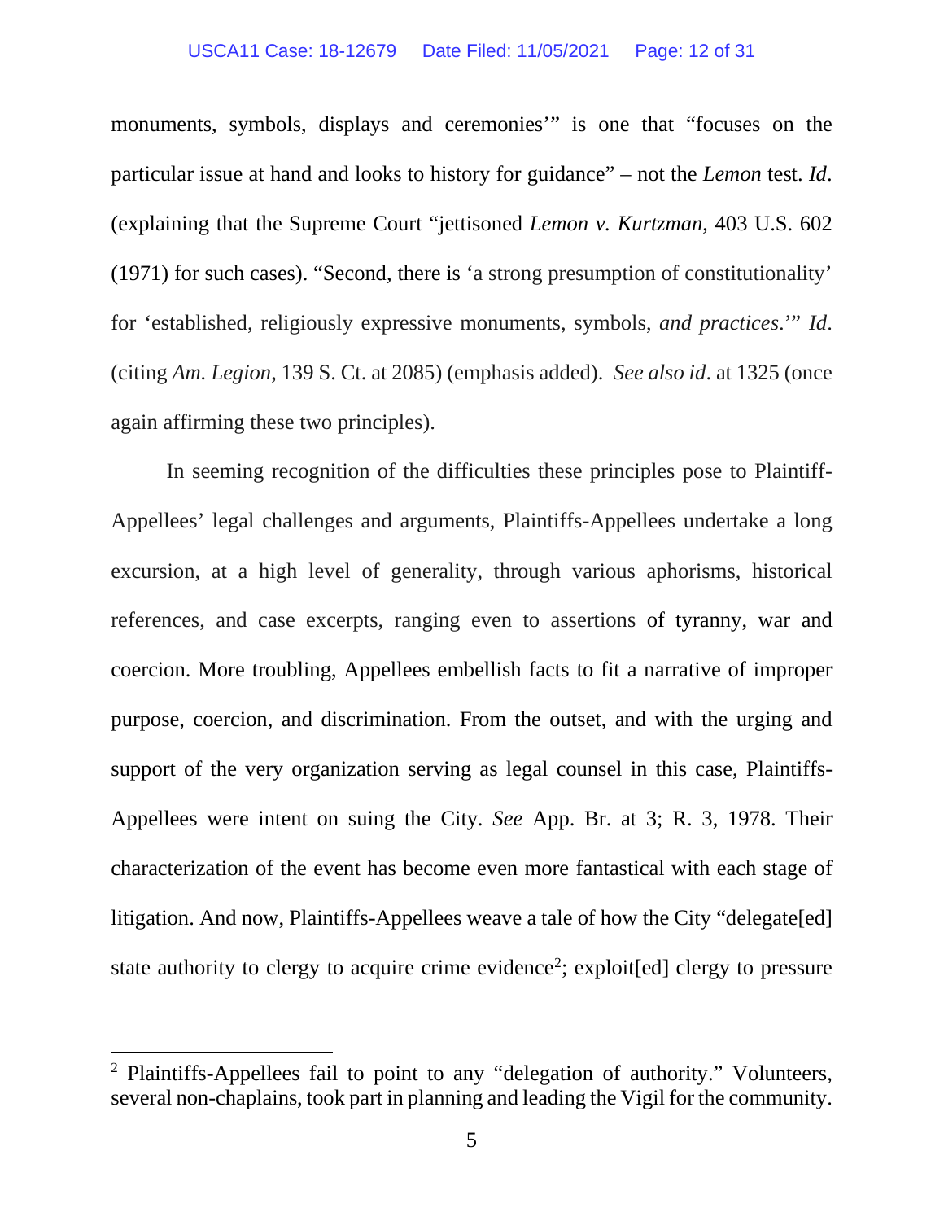monuments, symbols, displays and ceremonies'" is one that "focuses on the particular issue at hand and looks to history for guidance" – not the *Lemon* test. *Id*. (explaining that the Supreme Court "jettisoned *Lemon v. Kurtzman*, 403 U.S. 602 (1971) for such cases). "Second, there is 'a strong presumption of constitutionality' for 'established, religiously expressive monuments, symbols, *and practices*.'" *Id*. (citing *Am. Legion*, 139 S. Ct. at 2085) (emphasis added). *See also id*. at 1325 (once again affirming these two principles).

In seeming recognition of the difficulties these principles pose to Plaintiff-Appellees' legal challenges and arguments, Plaintiffs-Appellees undertake a long excursion, at a high level of generality, through various aphorisms, historical references, and case excerpts, ranging even to assertions of tyranny, war and coercion. More troubling, Appellees embellish facts to fit a narrative of improper purpose, coercion, and discrimination. From the outset, and with the urging and support of the very organization serving as legal counsel in this case, Plaintiffs-Appellees were intent on suing the City. *See* App. Br. at 3; R. 3, 1978. Their characterization of the event has become even more fantastical with each stage of litigation. And now, Plaintiffs-Appellees weave a tale of how the City "delegate[ed] state authority to clergy to acquire crime evidence[2]; exploit[ed] clergy to pressure

[2] Plaintiffs-Appellees fail to point to any "delegation of authority." Volunteers, several non-chaplains, took part in planning and leading the Vigil for the community.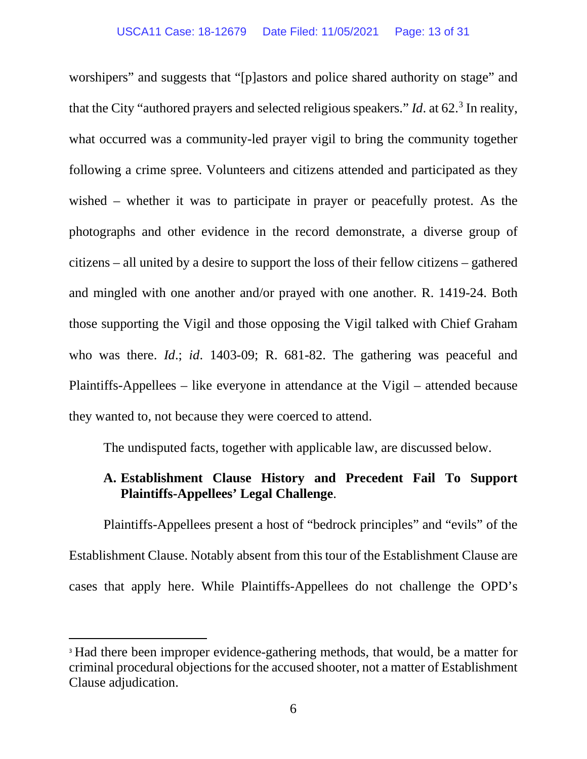worshipers" and suggests that "[p]astors and police shared authority on stage" and that the City "authored prayers and selected religious speakers." *Id*. at 62.[3] In reality, what occurred was a community-led prayer vigil to bring the community together following a crime spree. Volunteers and citizens attended and participated as they wished – whether it was to participate in prayer or peacefully protest. As the photographs and other evidence in the record demonstrate, a diverse group of citizens – all united by a desire to support the loss of their fellow citizens – gathered and mingled with one another and/or prayed with one another. R. 1419-24. Both those supporting the Vigil and those opposing the Vigil talked with Chief Graham who was there. *Id*.; *id*. 1403-09; R. 681-82. The gathering was peaceful and Plaintiffs-Appellees – like everyone in attendance at the Vigil – attended because they wanted to, not because they were coerced to attend.

The undisputed facts, together with applicable law, are discussed below.

### A. Establishment Clause History and Precedent Fail To Support Plaintiffs-Appellees' Legal Challenge.

Plaintiffs-Appellees present a host of "bedrock principles" and "evils" of the Establishment Clause. Notably absent from this tour of the Establishment Clause are cases that apply here. While Plaintiffs-Appellees do not challenge the OPD's

---

[3] Had there been improper evidence-gathering methods, that would, be a matter for criminal procedural objections for the accused shooter, not a matter of Establishment Clause adjudication.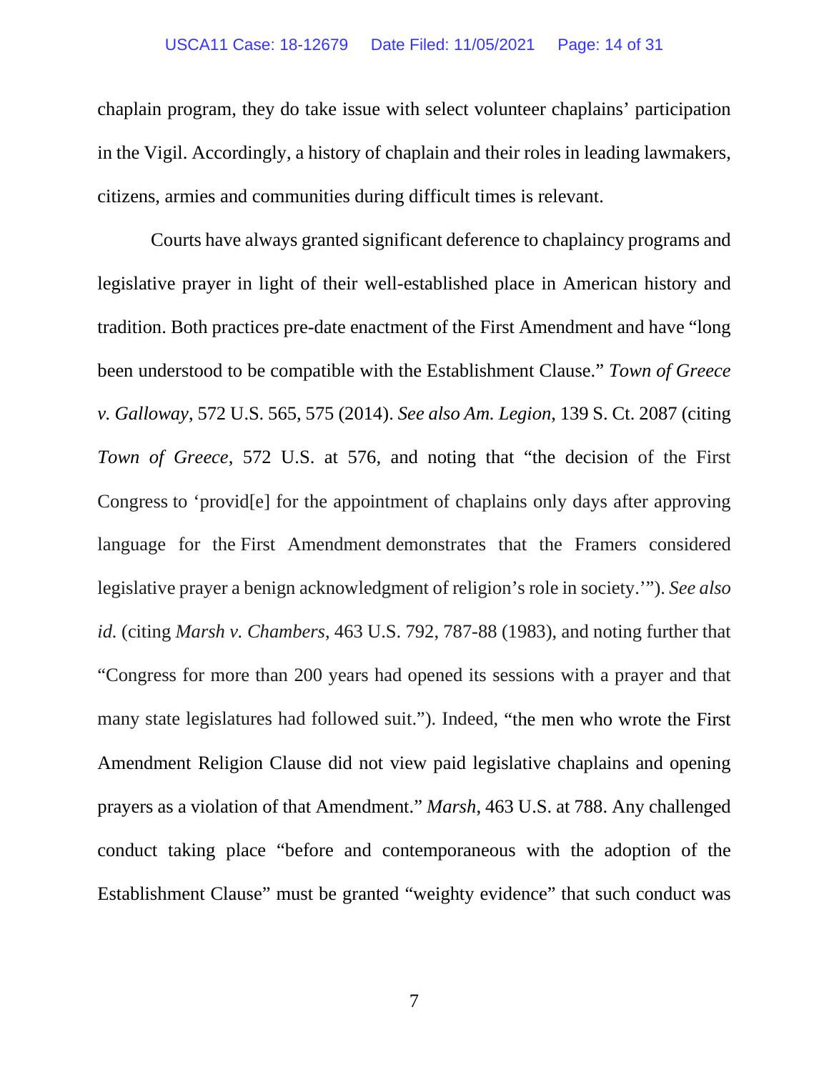chaplain program, they do take issue with select volunteer chaplains' participation in the Vigil. Accordingly, a history of chaplain and their roles in leading lawmakers, citizens, armies and communities during difficult times is relevant.

Courts have always granted significant deference to chaplaincy programs and legislative prayer in light of their well-established place in American history and tradition. Both practices pre-date enactment of the First Amendment and have "long been understood to be compatible with the Establishment Clause." *Town of Greece v. Galloway*, 572 U.S. 565, 575 (2014). *See also Am. Legion*, 139 S. Ct. 2087 (citing *Town of Greece*, 572 U.S. at 576, and noting that "the decision of the First Congress to 'provid[e] for the appointment of chaplains only days after approving language for the First Amendment demonstrates that the Framers considered legislative prayer a benign acknowledgment of religion's role in society.'"). *See also id.* (citing *Marsh v. Chambers*, 463 U.S. 792, 787-88 (1983), and noting further that "Congress for more than 200 years had opened its sessions with a prayer and that many state legislatures had followed suit."). Indeed, "the men who wrote the First Amendment Religion Clause did not view paid legislative chaplains and opening prayers as a violation of that Amendment." *Marsh*, 463 U.S. at 788. Any challenged conduct taking place "before and contemporaneous with the adoption of the Establishment Clause" must be granted "weighty evidence" that such conduct was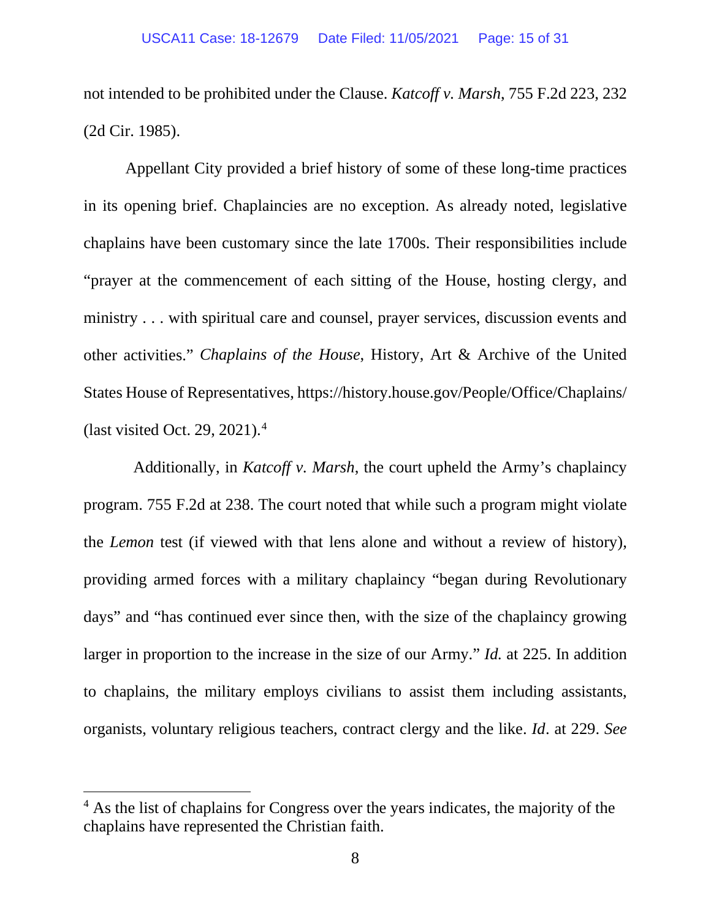not intended to be prohibited under the Clause. *Katcoff v. Marsh*, 755 F.2d 223, 232 (2d Cir. 1985).

Appellant City provided a brief history of some of these long-time practices in its opening brief. Chaplaincies are no exception. As already noted, legislative chaplains have been customary since the late 1700s. Their responsibilities include "prayer at the commencement of each sitting of the House, hosting clergy, and ministry . . . with spiritual care and counsel, prayer services, discussion events and other activities." *Chaplains of the House*, History, Art & Archive of the United States House of Representatives, https://history.house.gov/People/Office/Chaplains/ (last visited Oct. 29, 2021).[4]

Additionally, in *Katcoff v. Marsh*, the court upheld the Army's chaplaincy program. 755 F.2d at 238. The court noted that while such a program might violate the *Lemon* test (if viewed with that lens alone and without a review of history), providing armed forces with a military chaplaincy "began during Revolutionary days" and "has continued ever since then, with the size of the chaplaincy growing larger in proportion to the increase in the size of our Army." *Id.* at 225. In addition to chaplains, the military employs civilians to assist them including assistants, organists, voluntary religious teachers, contract clergy and the like. *Id*. at 229. *See*

---

[4] As the list of chaplains for Congress over the years indicates, the majority of the chaplains have represented the Christian faith.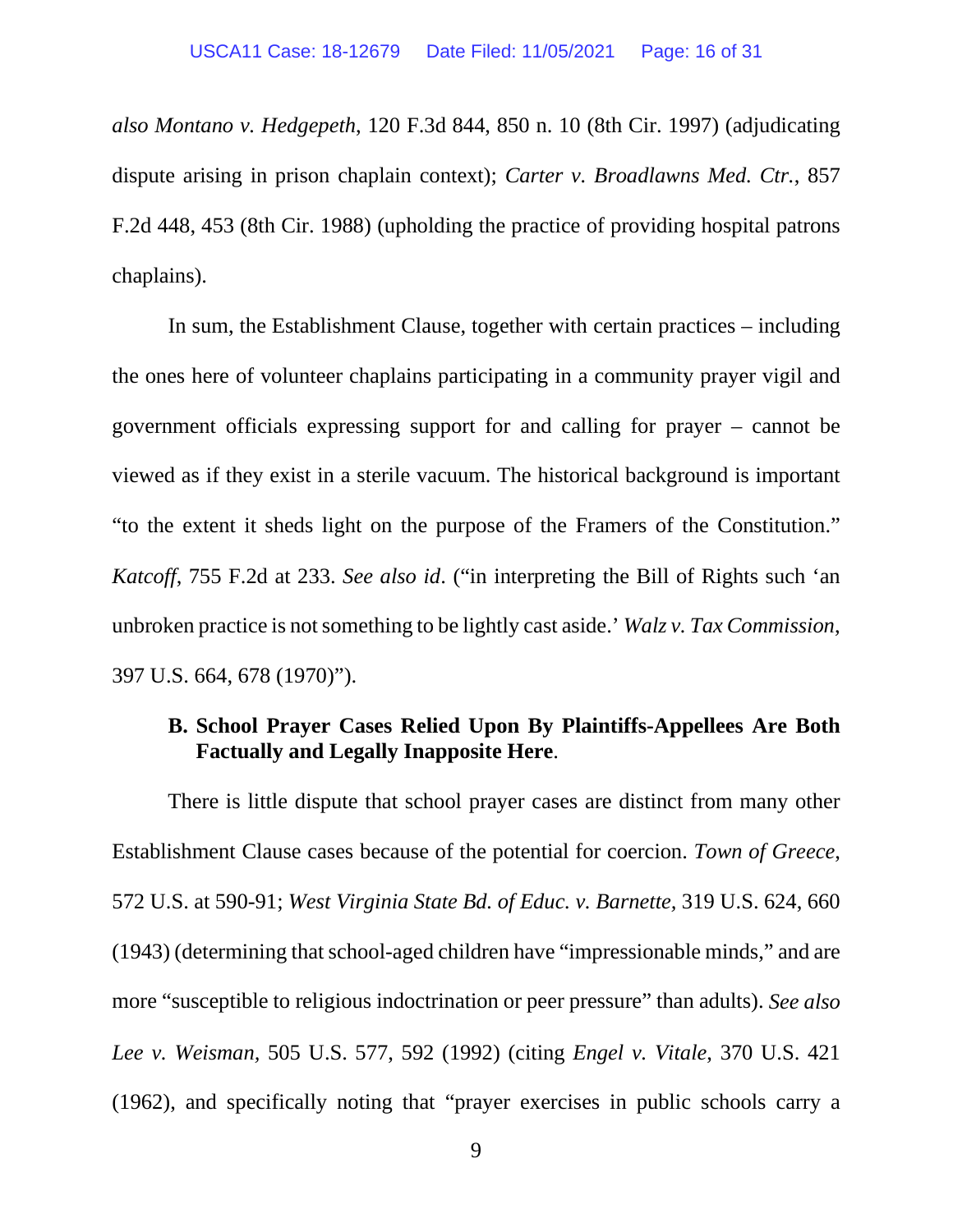*also Montano v. Hedgepeth*, 120 F.3d 844, 850 n. 10 (8th Cir. 1997) (adjudicating dispute arising in prison chaplain context); *Carter v. Broadlawns Med. Ctr.*, 857 F.2d 448, 453 (8th Cir. 1988) (upholding the practice of providing hospital patrons chaplains).

In sum, the Establishment Clause, together with certain practices – including the ones here of volunteer chaplains participating in a community prayer vigil and government officials expressing support for and calling for prayer – cannot be viewed as if they exist in a sterile vacuum. The historical background is important "to the extent it sheds light on the purpose of the Framers of the Constitution." *Katcoff*, 755 F.2d at 233. *See also id*. ("in interpreting the Bill of Rights such 'an unbroken practice is not something to be lightly cast aside.' *Walz v. Tax Commission*, 397 U.S. 664, 678 (1970)").

### B. School Prayer Cases Relied Upon By Plaintiffs-Appellees Are Both Factually and Legally Inapposite Here.

There is little dispute that school prayer cases are distinct from many other Establishment Clause cases because of the potential for coercion. *Town of Greece*, 572 U.S. at 590-91; *West Virginia State Bd. of Educ. v. Barnette*, 319 U.S. 624, 660 (1943) (determining that school-aged children have "impressionable minds," and are more "susceptible to religious indoctrination or peer pressure" than adults). *See also Lee v. Weisman*, 505 U.S. 577, 592 (1992) (citing *Engel v. Vitale*, 370 U.S. 421 (1962), and specifically noting that "prayer exercises in public schools carry a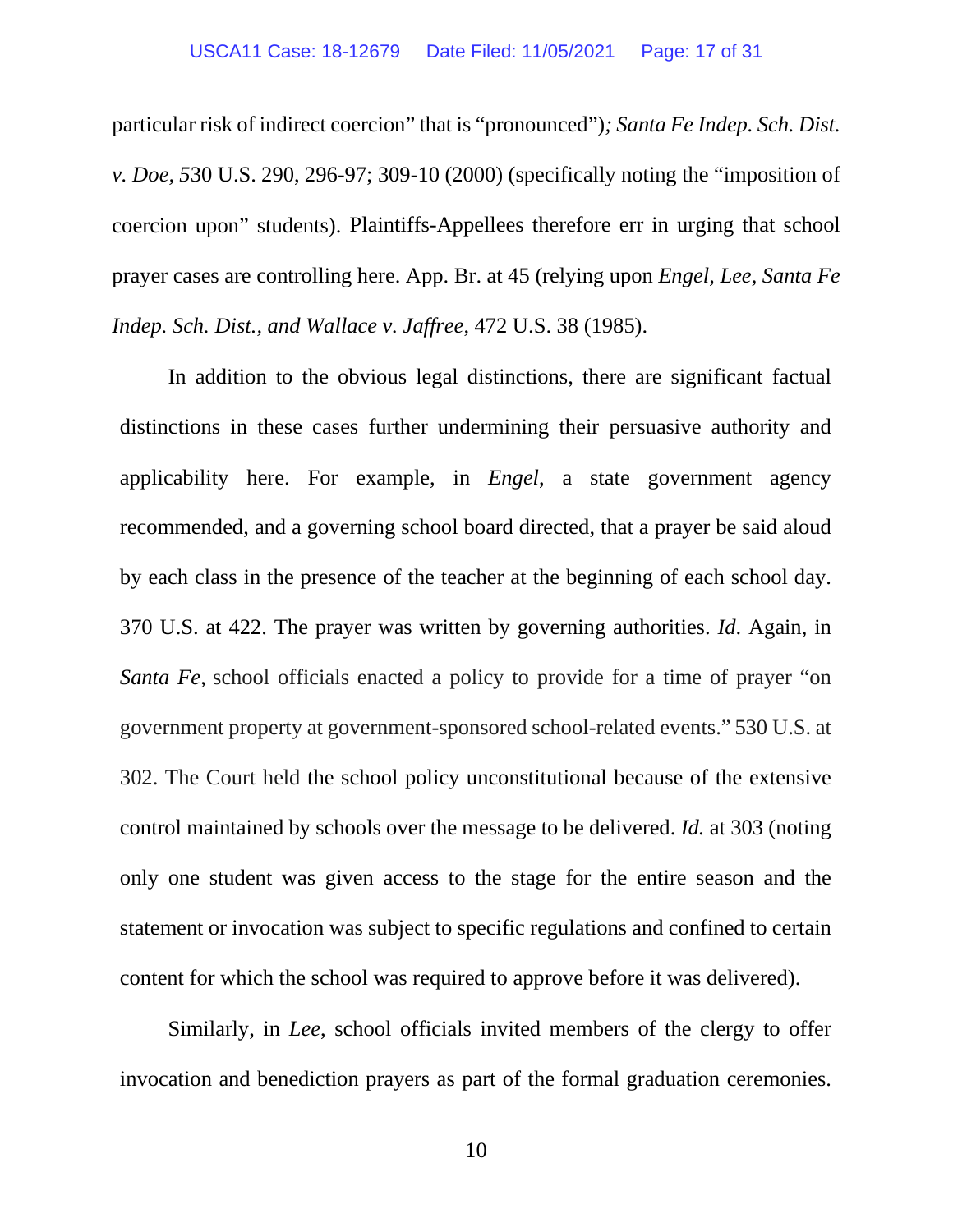particular risk of indirect coercion" that is "pronounced")*; Santa Fe Indep. Sch. Dist. v. Doe, 5*30 U.S. 290, 296-97; 309-10 (2000) (specifically noting the "imposition of coercion upon" students). Plaintiffs-Appellees therefore err in urging that school prayer cases are controlling here. App. Br. at 45 (relying upon *Engel, Lee, Santa Fe Indep. Sch. Dist., and Wallace v. Jaffree*, 472 U.S. 38 (1985).

In addition to the obvious legal distinctions, there are significant factual distinctions in these cases further undermining their persuasive authority and applicability here. For example, in *Engel*, a state government agency recommended, and a governing school board directed, that a prayer be said aloud by each class in the presence of the teacher at the beginning of each school day. 370 U.S. at 422. The prayer was written by governing authorities. *Id*. Again, in *Santa Fe*, school officials enacted a policy to provide for a time of prayer "on government property at government-sponsored school-related events." 530 U.S. at 302. The Court held the school policy unconstitutional because of the extensive control maintained by schools over the message to be delivered. *Id.* at 303 (noting only one student was given access to the stage for the entire season and the statement or invocation was subject to specific regulations and confined to certain content for which the school was required to approve before it was delivered).

Similarly, in *Lee*, school officials invited members of the clergy to offer invocation and benediction prayers as part of the formal graduation ceremonies.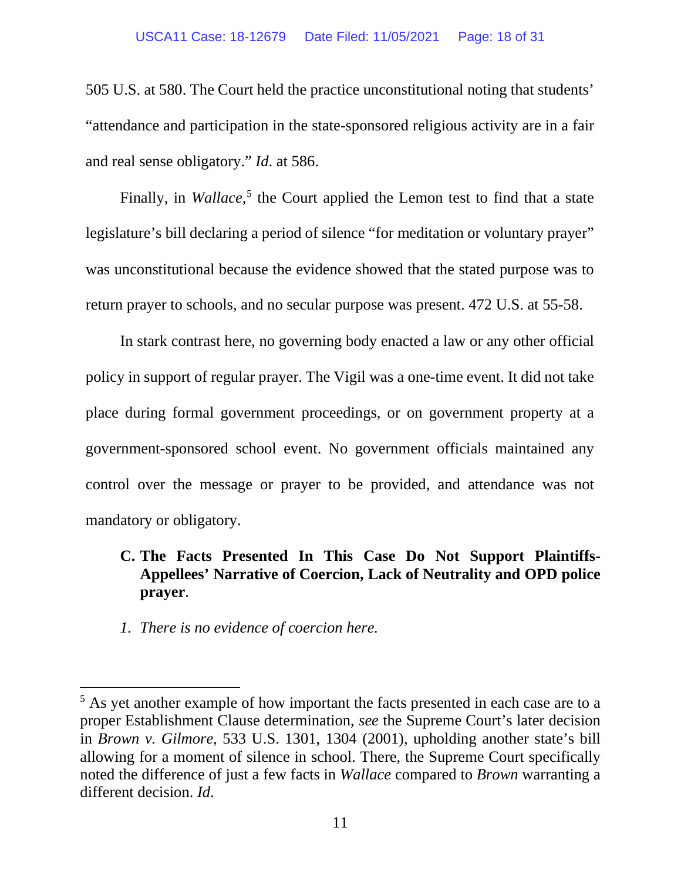505 U.S. at 580. The Court held the practice unconstitutional noting that students' "attendance and participation in the state-sponsored religious activity are in a fair and real sense obligatory." *Id*. at 586.

Finally, in *Wallace*,[5] the Court applied the Lemon test to find that a state legislature's bill declaring a period of silence "for meditation or voluntary prayer" was unconstitutional because the evidence showed that the stated purpose was to return prayer to schools, and no secular purpose was present. 472 U.S. at 55-58.

In stark contrast here, no governing body enacted a law or any other official policy in support of regular prayer. The Vigil was a one-time event. It did not take place during formal government proceedings, or on government property at a government-sponsored school event. No government officials maintained any control over the message or prayer to be provided, and attendance was not mandatory or obligatory.

**C. The Facts Presented In This Case Do Not Support Plaintiffs-Appellees' Narrative of Coercion, Lack of Neutrality and OPD police prayer**.

*1. There is no evidence of coercion here.*

---

[5] As yet another example of how important the facts presented in each case are to a proper Establishment Clause determination, *see* the Supreme Court's later decision in *Brown v. Gilmore*, 533 U.S. 1301, 1304 (2001), upholding another state's bill allowing for a moment of silence in school. There, the Supreme Court specifically noted the difference of just a few facts in *Wallace* compared to *Brown* warranting a different decision. *Id*.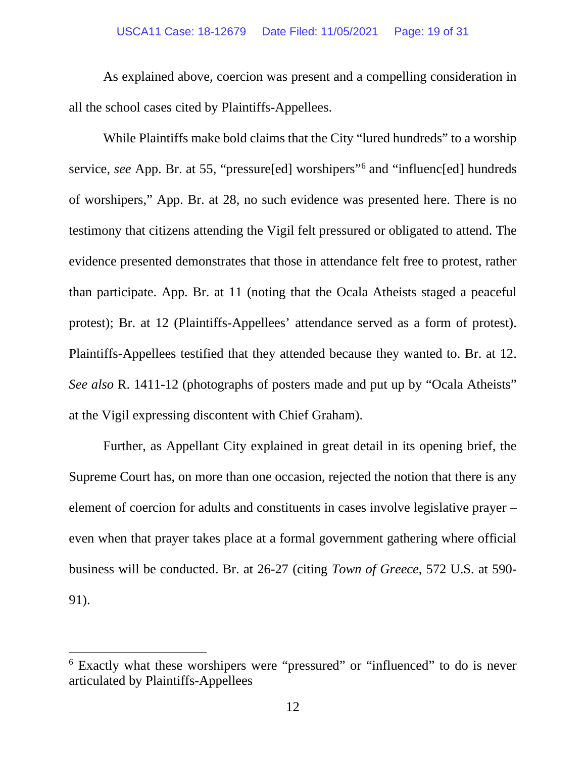As explained above, coercion was present and a compelling consideration in all the school cases cited by Plaintiffs-Appellees.

While Plaintiffs make bold claims that the City "lured hundreds" to a worship service, *see* App. Br. at 55, "pressure[ed] worshipers"[6] and "influenc[ed] hundreds of worshipers," App. Br. at 28, no such evidence was presented here. There is no testimony that citizens attending the Vigil felt pressured or obligated to attend. The evidence presented demonstrates that those in attendance felt free to protest, rather than participate. App. Br. at 11 (noting that the Ocala Atheists staged a peaceful protest); Br. at 12 (Plaintiffs-Appellees' attendance served as a form of protest). Plaintiffs-Appellees testified that they attended because they wanted to. Br. at 12. *See also* R. 1411-12 (photographs of posters made and put up by "Ocala Atheists" at the Vigil expressing discontent with Chief Graham).

Further, as Appellant City explained in great detail in its opening brief, the Supreme Court has, on more than one occasion, rejected the notion that there is any element of coercion for adults and constituents in cases involve legislative prayer – even when that prayer takes place at a formal government gathering where official business will be conducted. Br. at 26-27 (citing *Town of Greece*, 572 U.S. at 590-91).

---

[6] Exactly what these worshipers were "pressured" or "influenced" to do is never articulated by Plaintiffs-Appellees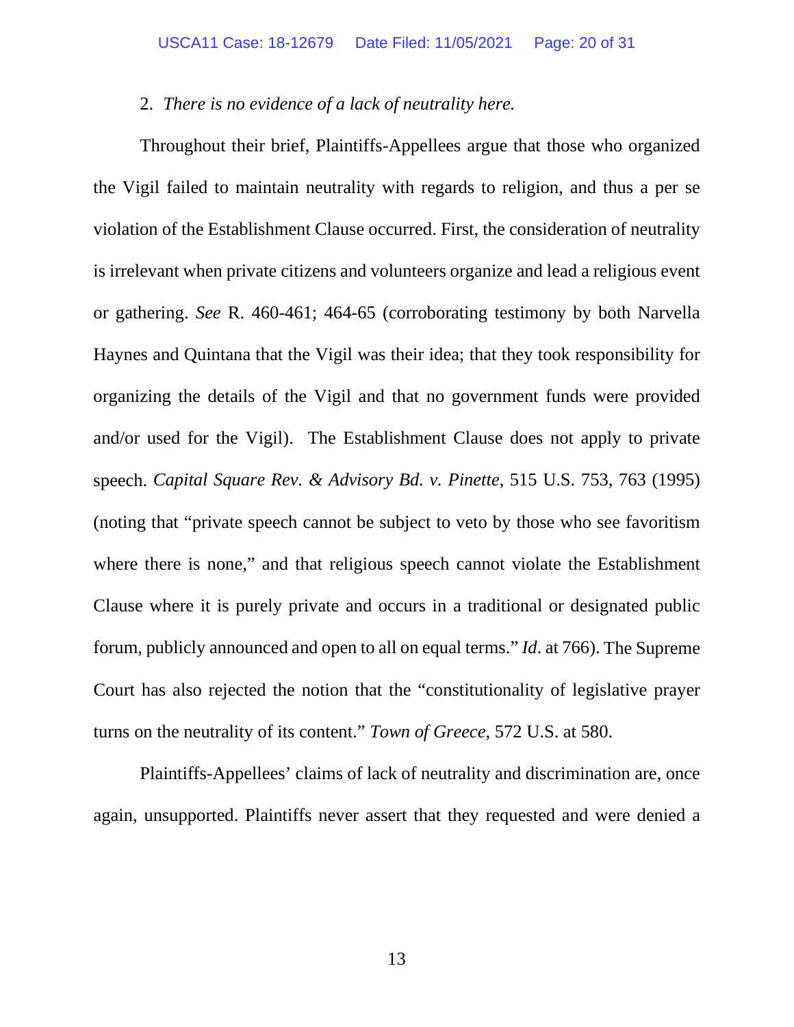2. *There is no evidence of a lack of neutrality here.*

Throughout their brief, Plaintiffs-Appellees argue that those who organized the Vigil failed to maintain neutrality with regards to religion, and thus a per se violation of the Establishment Clause occurred. First, the consideration of neutrality is irrelevant when private citizens and volunteers organize and lead a religious event or gathering. *See* R. 460-461; 464-65 (corroborating testimony by both Narvella Haynes and Quintana that the Vigil was their idea; that they took responsibility for organizing the details of the Vigil and that no government funds were provided and/or used for the Vigil). The Establishment Clause does not apply to private speech. *Capital Square Rev. & Advisory Bd. v. Pinette*, 515 U.S. 753, 763 (1995) (noting that "private speech cannot be subject to veto by those who see favoritism where there is none," and that religious speech cannot violate the Establishment Clause where it is purely private and occurs in a traditional or designated public forum, publicly announced and open to all on equal terms." *Id*. at 766). The Supreme Court has also rejected the notion that the "constitutionality of legislative prayer turns on the neutrality of its content." *Town of Greece*, 572 U.S. at 580.

Plaintiffs-Appellees' claims of lack of neutrality and discrimination are, once again, unsupported. Plaintiffs never assert that they requested and were denied a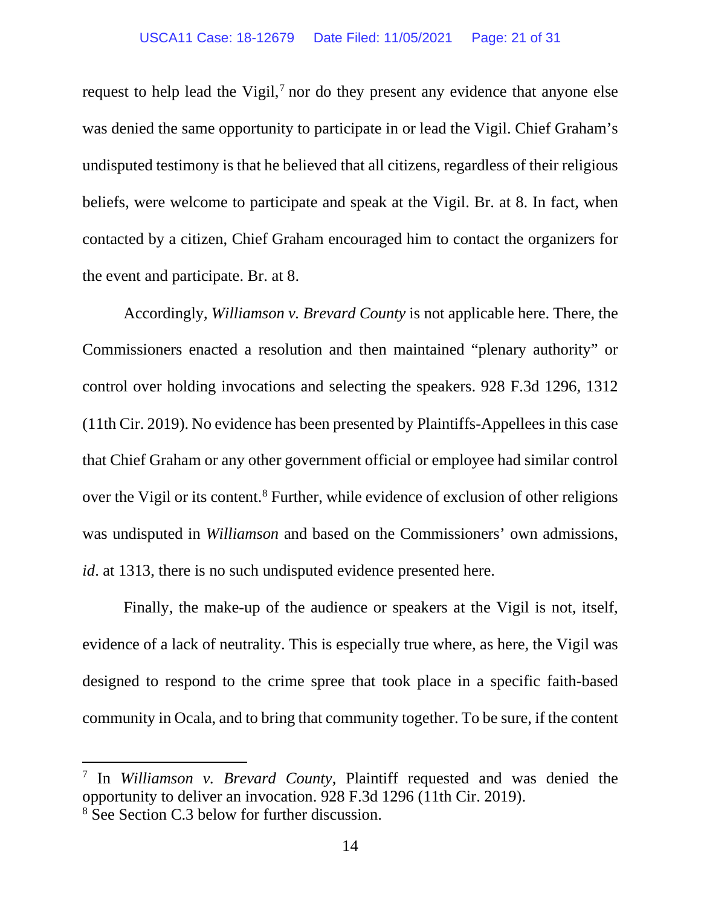request to help lead the Vigil,[7] nor do they present any evidence that anyone else was denied the same opportunity to participate in or lead the Vigil. Chief Graham's undisputed testimony is that he believed that all citizens, regardless of their religious beliefs, were welcome to participate and speak at the Vigil. Br. at 8. In fact, when contacted by a citizen, Chief Graham encouraged him to contact the organizers for the event and participate. Br. at 8.

Accordingly, *Williamson v. Brevard County* is not applicable here. There, the Commissioners enacted a resolution and then maintained "plenary authority" or control over holding invocations and selecting the speakers. 928 F.3d 1296, 1312 (11th Cir. 2019). No evidence has been presented by Plaintiffs-Appellees in this case that Chief Graham or any other government official or employee had similar control over the Vigil or its content.[8] Further, while evidence of exclusion of other religions was undisputed in *Williamson* and based on the Commissioners' own admissions, *id*. at 1313, there is no such undisputed evidence presented here.

Finally, the make-up of the audience or speakers at the Vigil is not, itself, evidence of a lack of neutrality. This is especially true where, as here, the Vigil was designed to respond to the crime spree that took place in a specific faith-based community in Ocala, and to bring that community together. To be sure, if the content

---

[7] In *Williamson v. Brevard County*, Plaintiff requested and was denied the opportunity to deliver an invocation. 928 F.3d 1296 (11th Cir. 2019).

[8] See Section C.3 below for further discussion.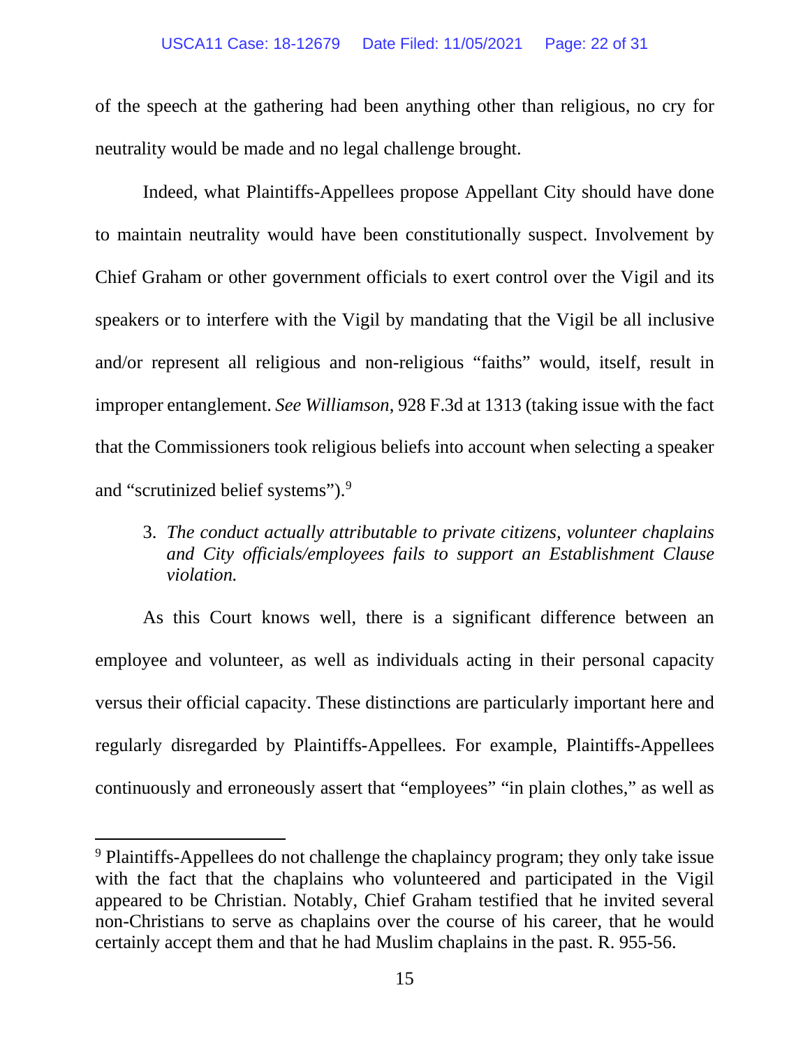of the speech at the gathering had been anything other than religious, no cry for neutrality would be made and no legal challenge brought.

Indeed, what Plaintiffs-Appellees propose Appellant City should have done to maintain neutrality would have been constitutionally suspect. Involvement by Chief Graham or other government officials to exert control over the Vigil and its speakers or to interfere with the Vigil by mandating that the Vigil be all inclusive and/or represent all religious and non-religious "faiths" would, itself, result in improper entanglement. *See Williamson*, 928 F.3d at 1313 (taking issue with the fact that the Commissioners took religious beliefs into account when selecting a speaker and "scrutinized belief systems").[9]

3. *The conduct actually attributable to private citizens, volunteer chaplains and City officials/employees fails to support an Establishment Clause violation.*

As this Court knows well, there is a significant difference between an employee and volunteer, as well as individuals acting in their personal capacity versus their official capacity. These distinctions are particularly important here and regularly disregarded by Plaintiffs-Appellees. For example, Plaintiffs-Appellees continuously and erroneously assert that "employees" "in plain clothes," as well as

[9] Plaintiffs-Appellees do not challenge the chaplaincy program; they only take issue with the fact that the chaplains who volunteered and participated in the Vigil appeared to be Christian. Notably, Chief Graham testified that he invited several non-Christians to serve as chaplains over the course of his career, that he would certainly accept them and that he had Muslim chaplains in the past. R. 955-56.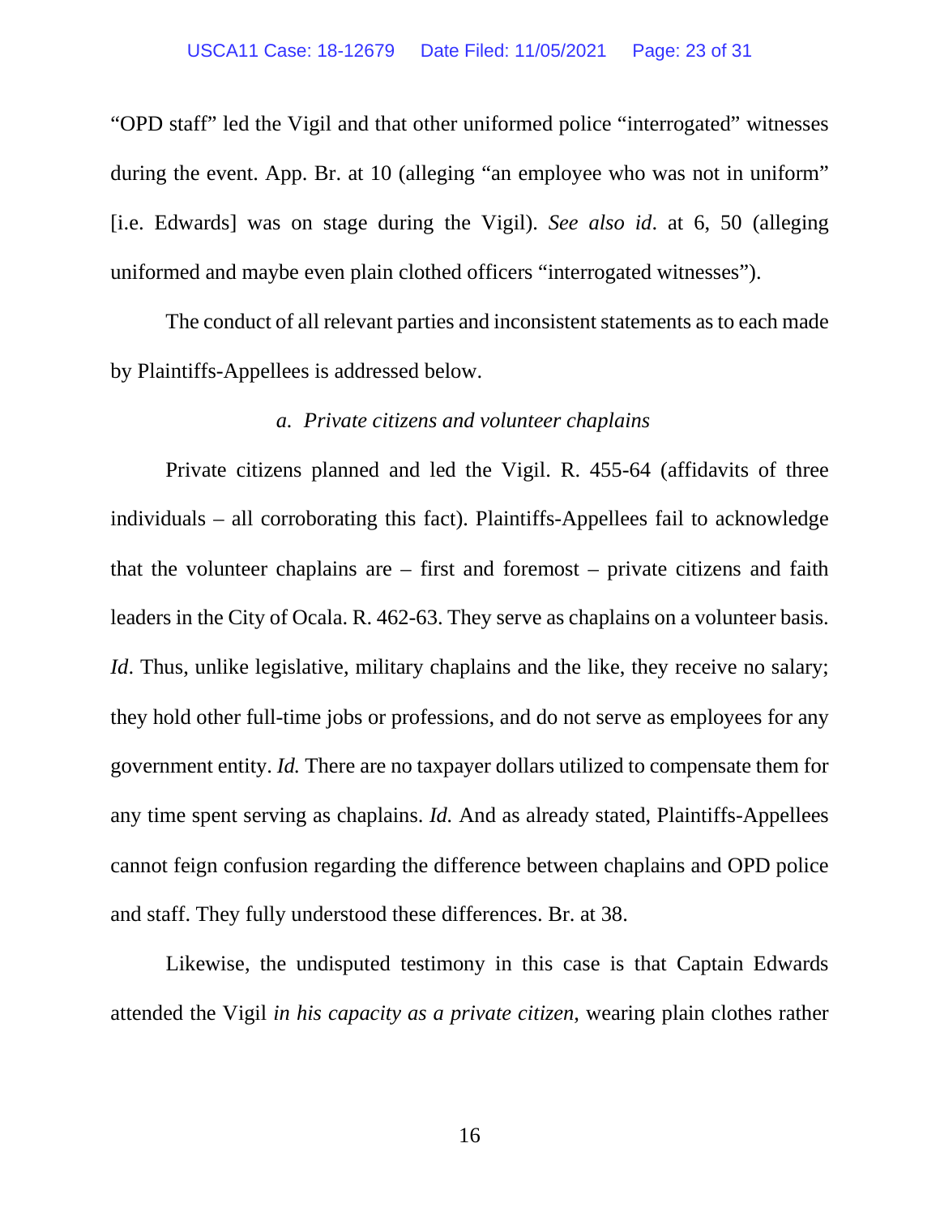"OPD staff" led the Vigil and that other uniformed police "interrogated" witnesses during the event. App. Br. at 10 (alleging "an employee who was not in uniform" [i.e. Edwards] was on stage during the Vigil). *See also id*. at 6, 50 (alleging uniformed and maybe even plain clothed officers "interrogated witnesses").

The conduct of all relevant parties and inconsistent statements as to each made by Plaintiffs-Appellees is addressed below.

*a. Private citizens and volunteer chaplains*

Private citizens planned and led the Vigil. R. 455-64 (affidavits of three individuals – all corroborating this fact). Plaintiffs-Appellees fail to acknowledge that the volunteer chaplains are – first and foremost – private citizens and faith leaders in the City of Ocala. R. 462-63. They serve as chaplains on a volunteer basis. *Id*. Thus, unlike legislative, military chaplains and the like, they receive no salary; they hold other full-time jobs or professions, and do not serve as employees for any government entity. *Id.* There are no taxpayer dollars utilized to compensate them for any time spent serving as chaplains. *Id.* And as already stated, Plaintiffs-Appellees cannot feign confusion regarding the difference between chaplains and OPD police and staff. They fully understood these differences. Br. at 38.

Likewise, the undisputed testimony in this case is that Captain Edwards attended the Vigil *in his capacity as a private citizen*, wearing plain clothes rather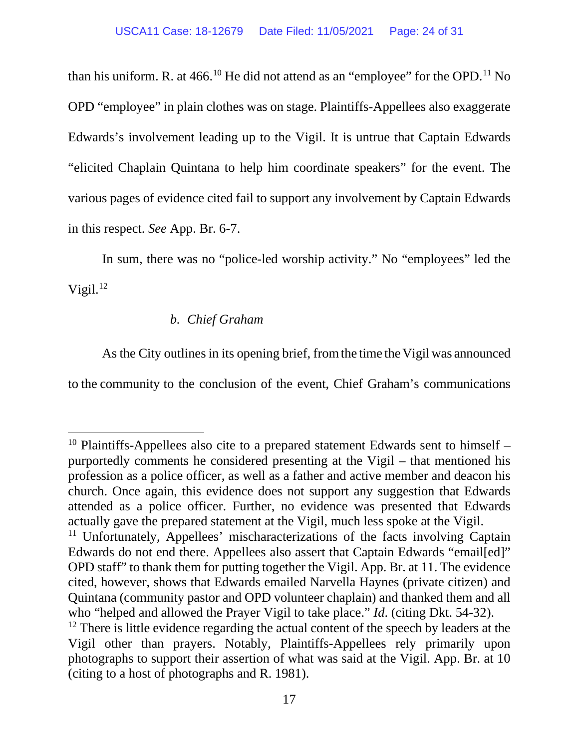than his uniform. R. at 466.[10] He did not attend as an "employee" for the OPD.[11] No OPD "employee" in plain clothes was on stage. Plaintiffs-Appellees also exaggerate Edwards's involvement leading up to the Vigil. It is untrue that Captain Edwards "elicited Chaplain Quintana to help him coordinate speakers" for the event. The various pages of evidence cited fail to support any involvement by Captain Edwards in this respect. *See* App. Br. 6-7.

In sum, there was no "police-led worship activity." No "employees" led the Vigil.[12]

*b. Chief Graham*

As the City outlines in its opening brief, from the time the Vigil was announced to the community to the conclusion of the event, Chief Graham's communications

---

[10] Plaintiffs-Appellees also cite to a prepared statement Edwards sent to himself – purportedly comments he considered presenting at the Vigil – that mentioned his profession as a police officer, as well as a father and active member and deacon his church. Once again, this evidence does not support any suggestion that Edwards attended as a police officer. Further, no evidence was presented that Edwards actually gave the prepared statement at the Vigil, much less spoke at the Vigil.

[11] Unfortunately, Appellees' mischaracterizations of the facts involving Captain Edwards do not end there. Appellees also assert that Captain Edwards "email[ed]" OPD staff" to thank them for putting together the Vigil. App. Br. at 11. The evidence cited, however, shows that Edwards emailed Narvella Haynes (private citizen) and Quintana (community pastor and OPD volunteer chaplain) and thanked them and all who "helped and allowed the Prayer Vigil to take place." *Id*. (citing Dkt. 54-32).

[12] There is little evidence regarding the actual content of the speech by leaders at the Vigil other than prayers. Notably, Plaintiffs-Appellees rely primarily upon photographs to support their assertion of what was said at the Vigil. App. Br. at 10 (citing to a host of photographs and R. 1981).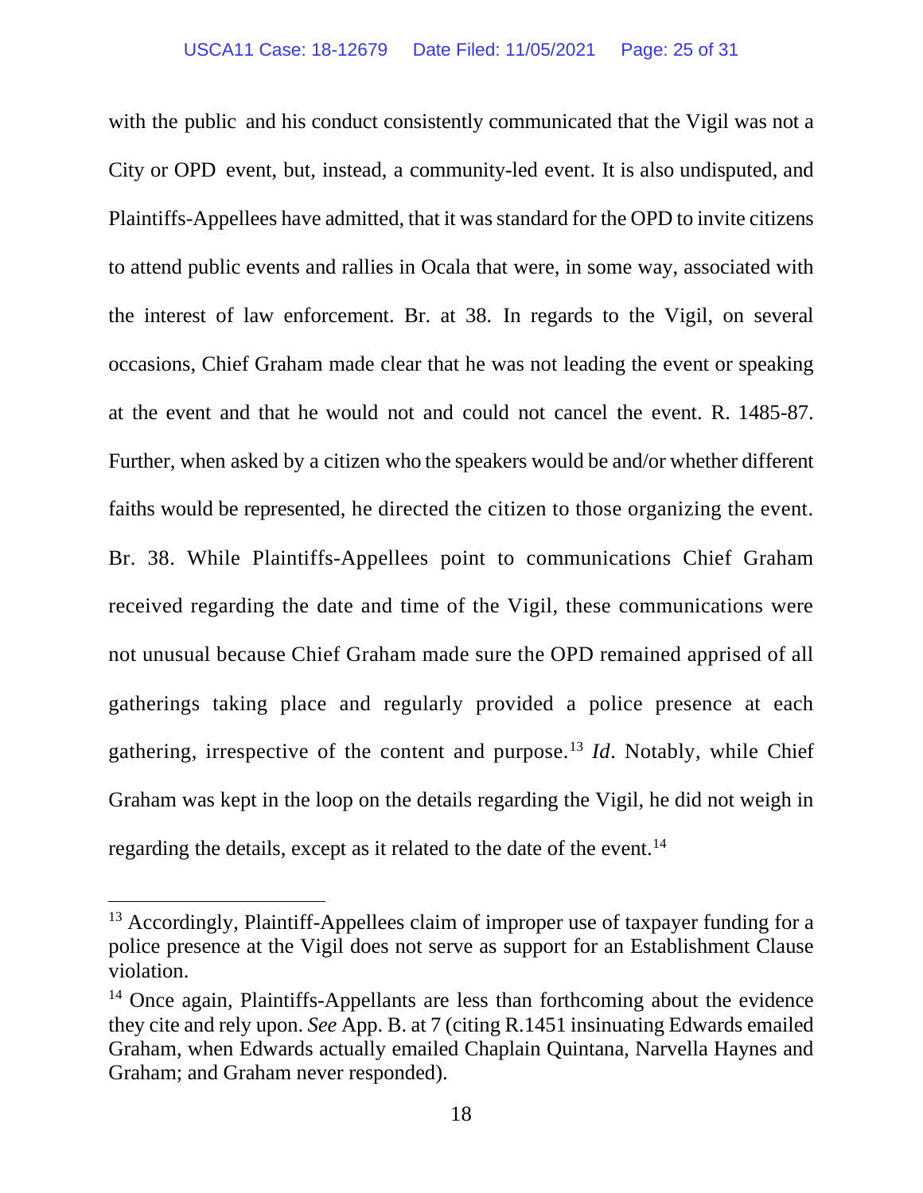with the public and his conduct consistently communicated that the Vigil was not a City or OPD event, but, instead, a community-led event. It is also undisputed, and Plaintiffs-Appellees have admitted, that it was standard for the OPD to invite citizens to attend public events and rallies in Ocala that were, in some way, associated with the interest of law enforcement. Br. at 38. In regards to the Vigil, on several occasions, Chief Graham made clear that he was not leading the event or speaking at the event and that he would not and could not cancel the event. R. 1485-87. Further, when asked by a citizen who the speakers would be and/or whether different faiths would be represented, he directed the citizen to those organizing the event. Br. 38. While Plaintiffs-Appellees point to communications Chief Graham received regarding the date and time of the Vigil, these communications were not unusual because Chief Graham made sure the OPD remained apprised of all gatherings taking place and regularly provided a police presence at each gathering, irrespective of the content and purpose.[13] *Id*. Notably, while Chief Graham was kept in the loop on the details regarding the Vigil, he did not weigh in regarding the details, except as it related to the date of the event.[14]

---

[13] Accordingly, Plaintiff-Appellees claim of improper use of taxpayer funding for a police presence at the Vigil does not serve as support for an Establishment Clause violation.

[14] Once again, Plaintiffs-Appellants are less than forthcoming about the evidence they cite and rely upon. *See* App. B. at 7 (citing R.1451 insinuating Edwards emailed Graham, when Edwards actually emailed Chaplain Quintana, Narvella Haynes and Graham; and Graham never responded).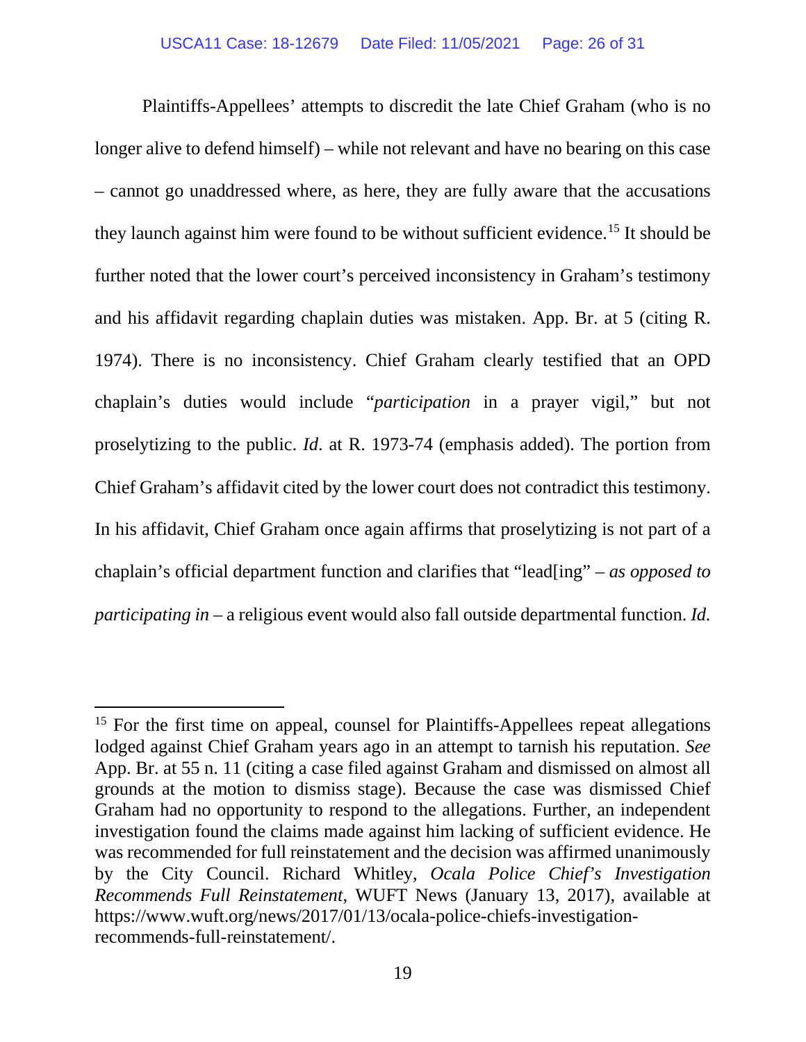Plaintiffs-Appellees' attempts to discredit the late Chief Graham (who is no longer alive to defend himself) – while not relevant and have no bearing on this case – cannot go unaddressed where, as here, they are fully aware that the accusations they launch against him were found to be without sufficient evidence.[15] It should be further noted that the lower court's perceived inconsistency in Graham's testimony and his affidavit regarding chaplain duties was mistaken. App. Br. at 5 (citing R. 1974). There is no inconsistency. Chief Graham clearly testified that an OPD chaplain's duties would include "*participation* in a prayer vigil," but not proselytizing to the public. *Id*. at R. 1973-74 (emphasis added). The portion from Chief Graham's affidavit cited by the lower court does not contradict this testimony. In his affidavit, Chief Graham once again affirms that proselytizing is not part of a chaplain's official department function and clarifies that "lead[ing" – *as opposed to participating in* – a religious event would also fall outside departmental function. *Id.*

---

[15] For the first time on appeal, counsel for Plaintiffs-Appellees repeat allegations lodged against Chief Graham years ago in an attempt to tarnish his reputation. *See* App. Br. at 55 n. 11 (citing a case filed against Graham and dismissed on almost all grounds at the motion to dismiss stage). Because the case was dismissed Chief Graham had no opportunity to respond to the allegations. Further, an independent investigation found the claims made against him lacking of sufficient evidence. He was recommended for full reinstatement and the decision was affirmed unanimously by the City Council. Richard Whitley, *Ocala Police Chief's Investigation Recommends Full Reinstatement*, WUFT News (January 13, 2017), available at https://www.wuft.org/news/2017/01/13/ocala-police-chiefs-investigation-recommends-full-reinstatement/.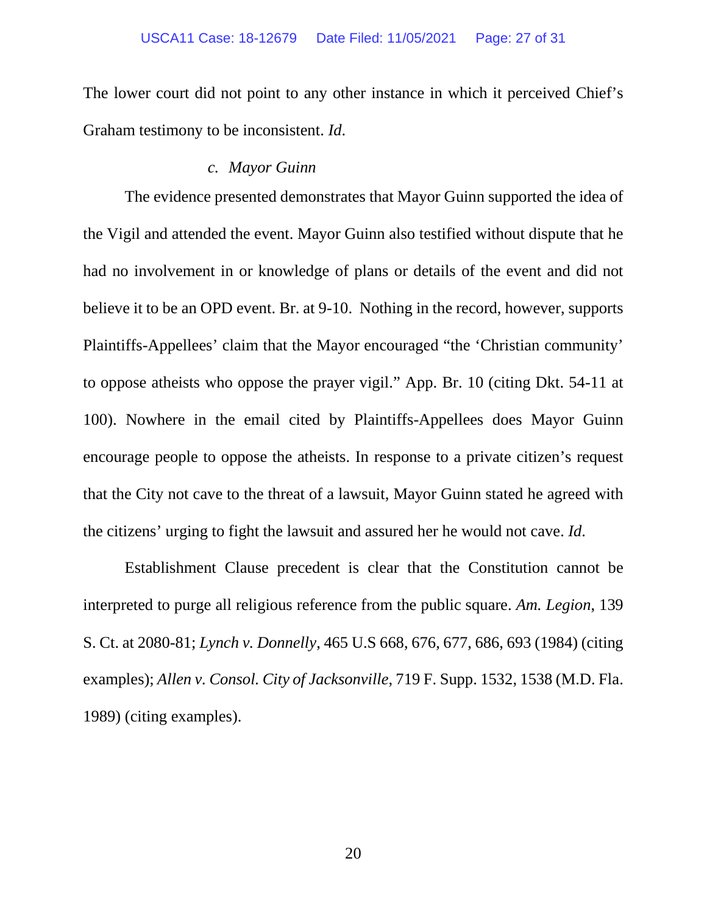The lower court did not point to any other instance in which it perceived Chief's Graham testimony to be inconsistent. *Id*.

*c. Mayor Guinn*

The evidence presented demonstrates that Mayor Guinn supported the idea of the Vigil and attended the event. Mayor Guinn also testified without dispute that he had no involvement in or knowledge of plans or details of the event and did not believe it to be an OPD event. Br. at 9-10. Nothing in the record, however, supports Plaintiffs-Appellees' claim that the Mayor encouraged "the 'Christian community' to oppose atheists who oppose the prayer vigil." App. Br. 10 (citing Dkt. 54-11 at 100). Nowhere in the email cited by Plaintiffs-Appellees does Mayor Guinn encourage people to oppose the atheists. In response to a private citizen's request that the City not cave to the threat of a lawsuit, Mayor Guinn stated he agreed with the citizens' urging to fight the lawsuit and assured her he would not cave. *Id*.

Establishment Clause precedent is clear that the Constitution cannot be interpreted to purge all religious reference from the public square. *Am. Legion*, 139 S. Ct. at 2080-81; *Lynch v. Donnelly*, 465 U.S 668, 676, 677, 686, 693 (1984) (citing examples); *Allen v. Consol. City of Jacksonville*, 719 F. Supp. 1532, 1538 (M.D. Fla. 1989) (citing examples).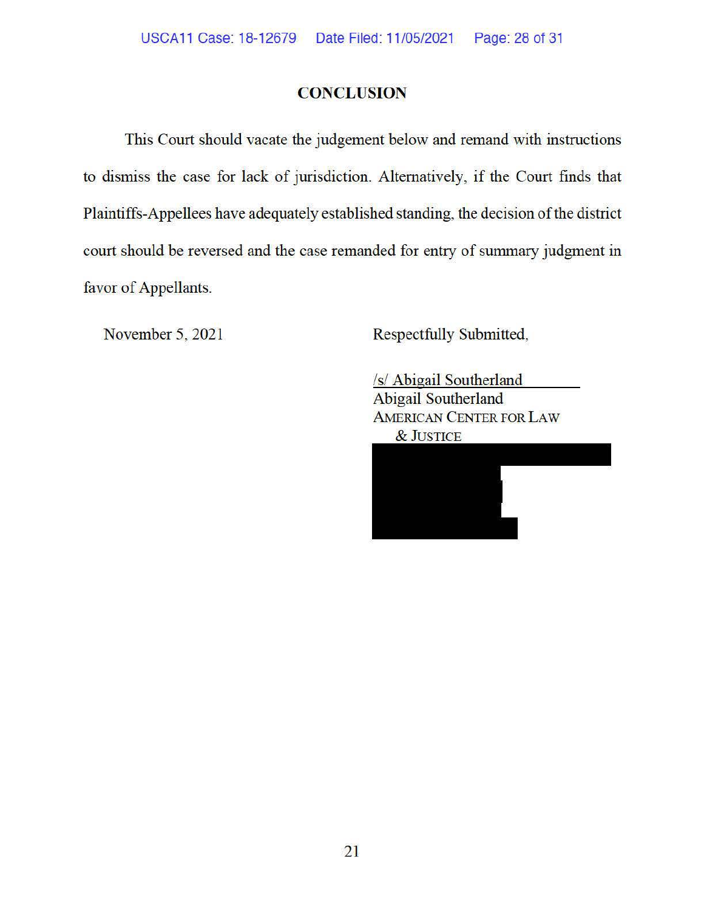## CONCLUSION

This Court should vacate the judgement below and remand with instructions to dismiss the case for lack of jurisdiction. Alternatively, if the Court finds that Plaintiffs-Appellees have adequately established standing, the decision of the district court should be reversed and the case remanded for entry of summary judgment in favor of Appellants.

November 5, 2021

Respectfully Submitted,

/s/ Abigail Southerland

Abigail Southerland
AMERICAN CENTER FOR LAW & JUSTICE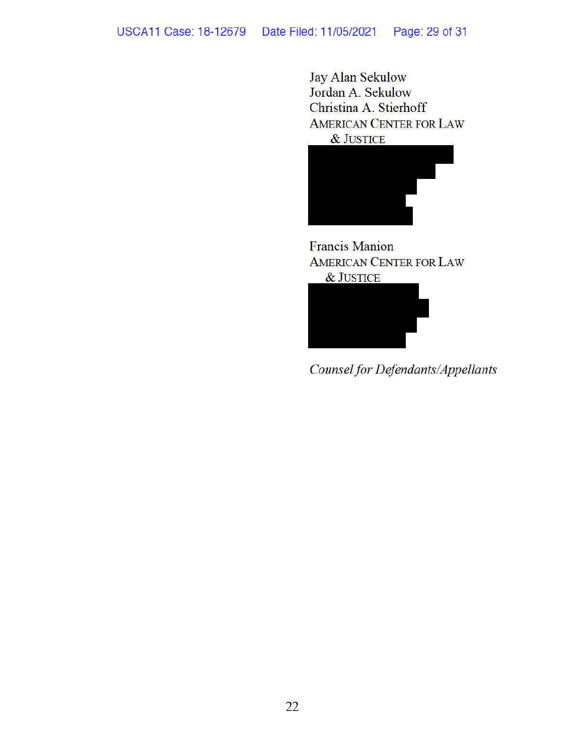Jay Alan Sekulow
Jordan A. Sekulow
Christina A. Stierhoff
AMERICAN CENTER FOR LAW
& JUSTICE

Francis Manion
AMERICAN CENTER FOR LAW
& JUSTICE

*Counsel for Defendants/Appellants*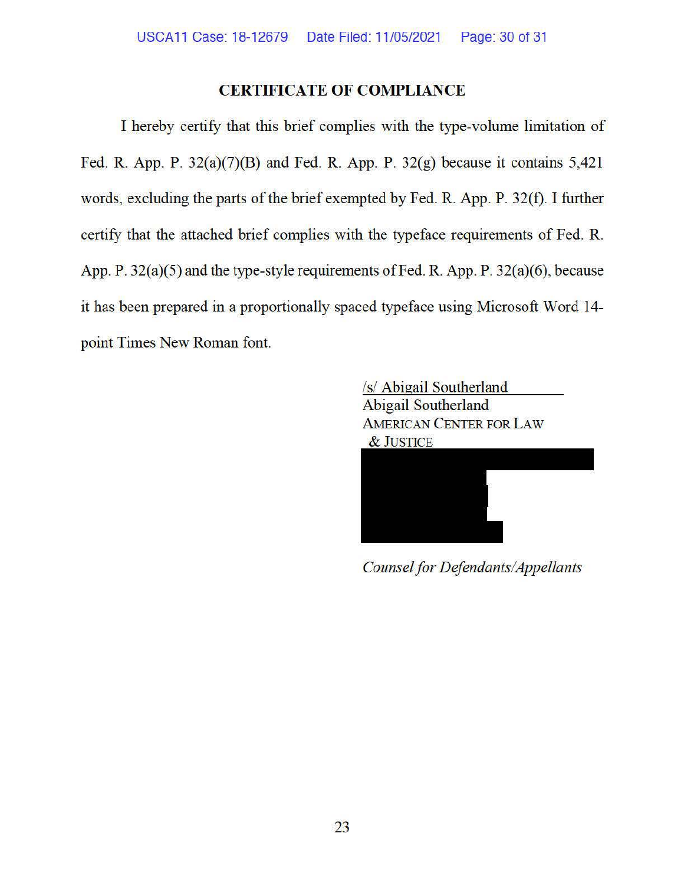## CERTIFICATE OF COMPLIANCE

I hereby certify that this brief complies with the type-volume limitation of Fed. R. App. P. 32(a)(7)(B) and Fed. R. App. P. 32(g) because it contains 5,421 words, excluding the parts of the brief exempted by Fed. R. App. P. 32(f). I further certify that the attached brief complies with the typeface requirements of Fed. R. App. P. 32(a)(5) and the type-style requirements of Fed. R. App. P. 32(a)(6), because it has been prepared in a proportionally spaced typeface using Microsoft Word 14-point Times New Roman font.

/s/ Abigail Southerland
Abigail Southerland
AMERICAN CENTER FOR LAW & JUSTICE

*Counsel for Defendants/Appellants*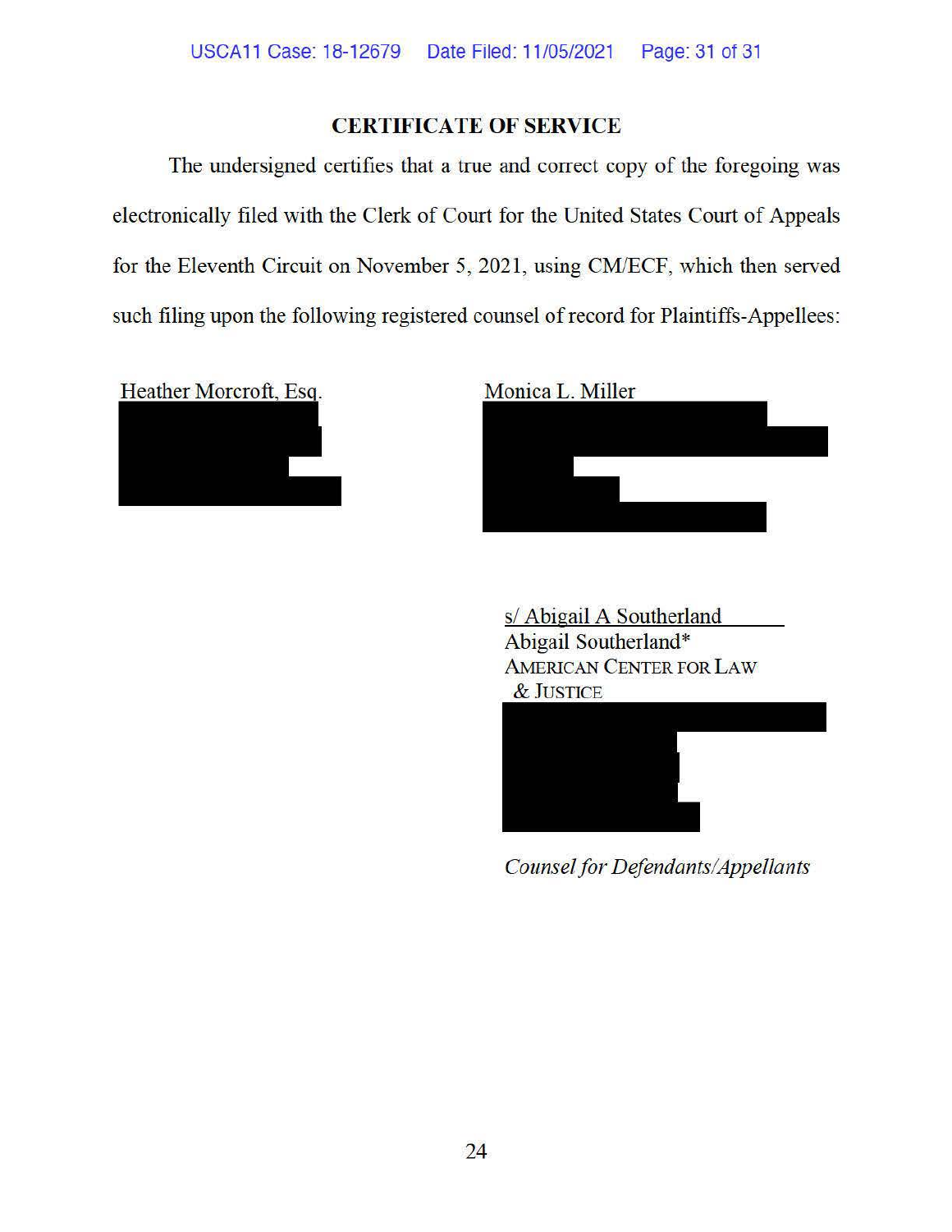## CERTIFICATE OF SERVICE

The undersigned certifies that a true and correct copy of the foregoing was electronically filed with the Clerk of Court for the United States Court of Appeals for the Eleventh Circuit on November 5, 2021, using CM/ECF, which then served such filing upon the following registered counsel of record for Plaintiffs-Appellees:

Heather Morcroft, Esq.

Monica L. Miller

s/ Abigail A Southerland
Abigail Southerland*
AMERICAN CENTER FOR LAW & JUSTICE

*Counsel for Defendants/Appellants*